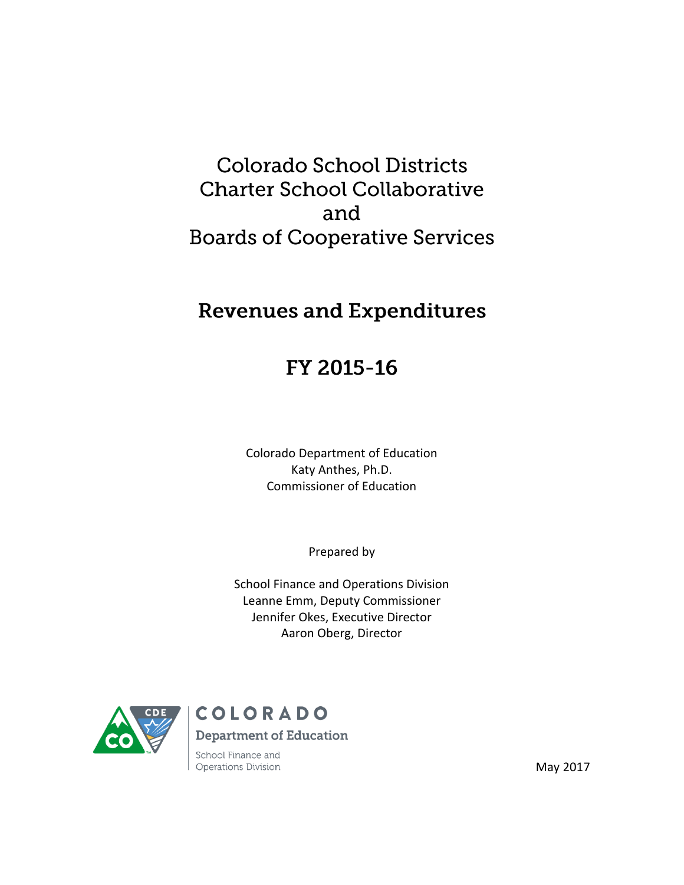# Colorado School Districts
# Charter School Collaborative
# and
# Boards of Cooperative Services

## Revenues and Expenditures

## FY 2015-16

Colorado Department of Education
Katy Anthes, Ph.D.
Commissioner of Education

Prepared by

School Finance and Operations Division
Leanne Emm, Deputy Commissioner
Jennifer Okes, Executive Director
Aaron Oberg, Director

COLORADO
Department of Education
School Finance and Operations Division

May 2017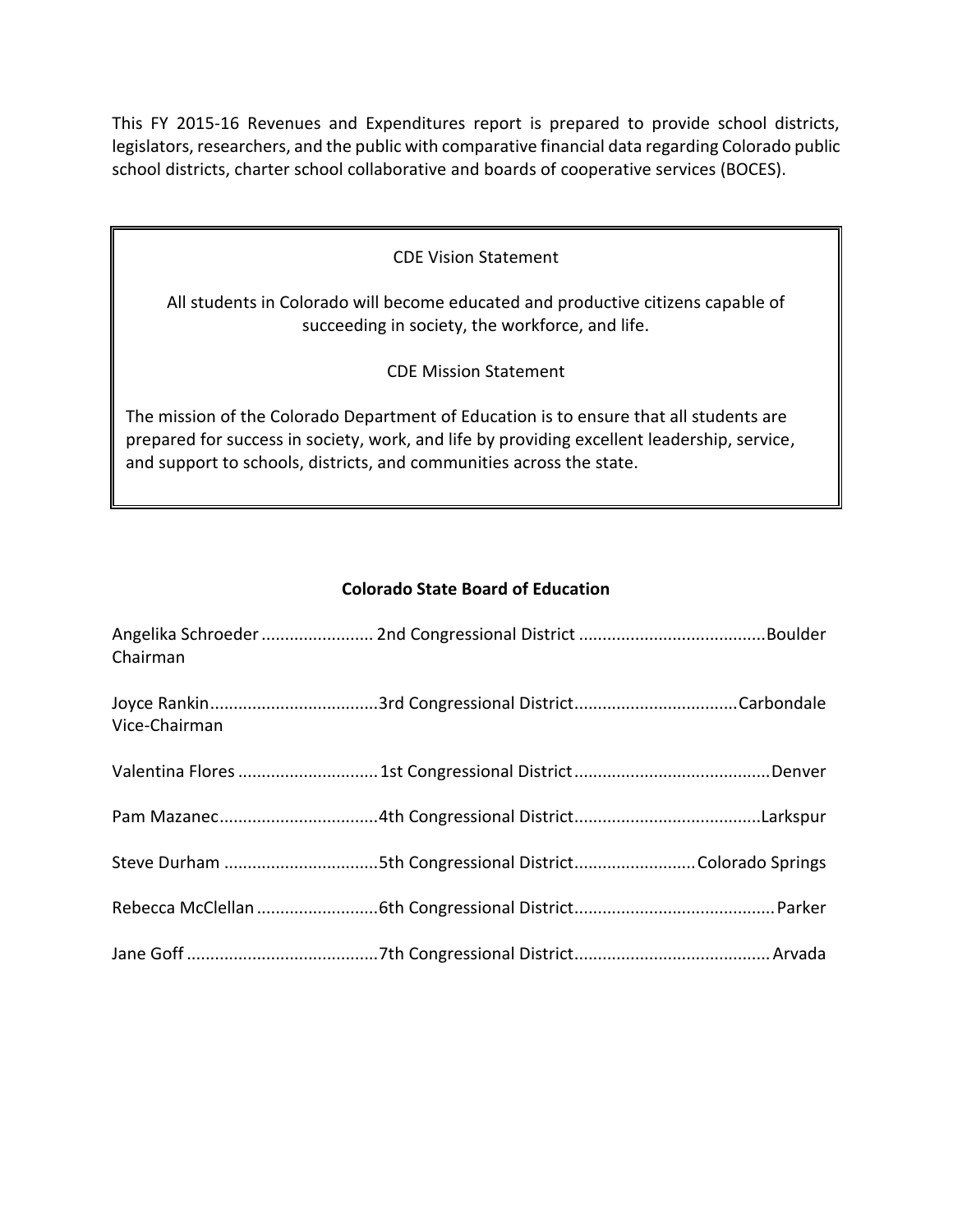This FY 2015-16 Revenues and Expenditures report is prepared to provide school districts, legislators, researchers, and the public with comparative financial data regarding Colorado public school districts, charter school collaborative and boards of cooperative services (BOCES).

CDE Vision Statement

All students in Colorado will become educated and productive citizens capable of succeeding in society, the workforce, and life.

CDE Mission Statement

The mission of the Colorado Department of Education is to ensure that all students are prepared for success in society, work, and life by providing excellent leadership, service, and support to schools, districts, and communities across the state.

## Colorado State Board of Education

Angelika Schroeder ........................ 2nd Congressional District ........................................Boulder
Chairman

Joyce Rankin....................................3rd Congressional District...................................Carbondale
Vice-Chairman

Valentina Flores .............................. 1st Congressional District..........................................Denver

Pam Mazanec..................................4th Congressional District........................................Larkspur

Steve Durham .................................5th Congressional District..........................Colorado Springs

Rebecca McClellan ..........................6th Congressional District...........................................Parker

Jane Goff .........................................7th Congressional District..........................................Arvada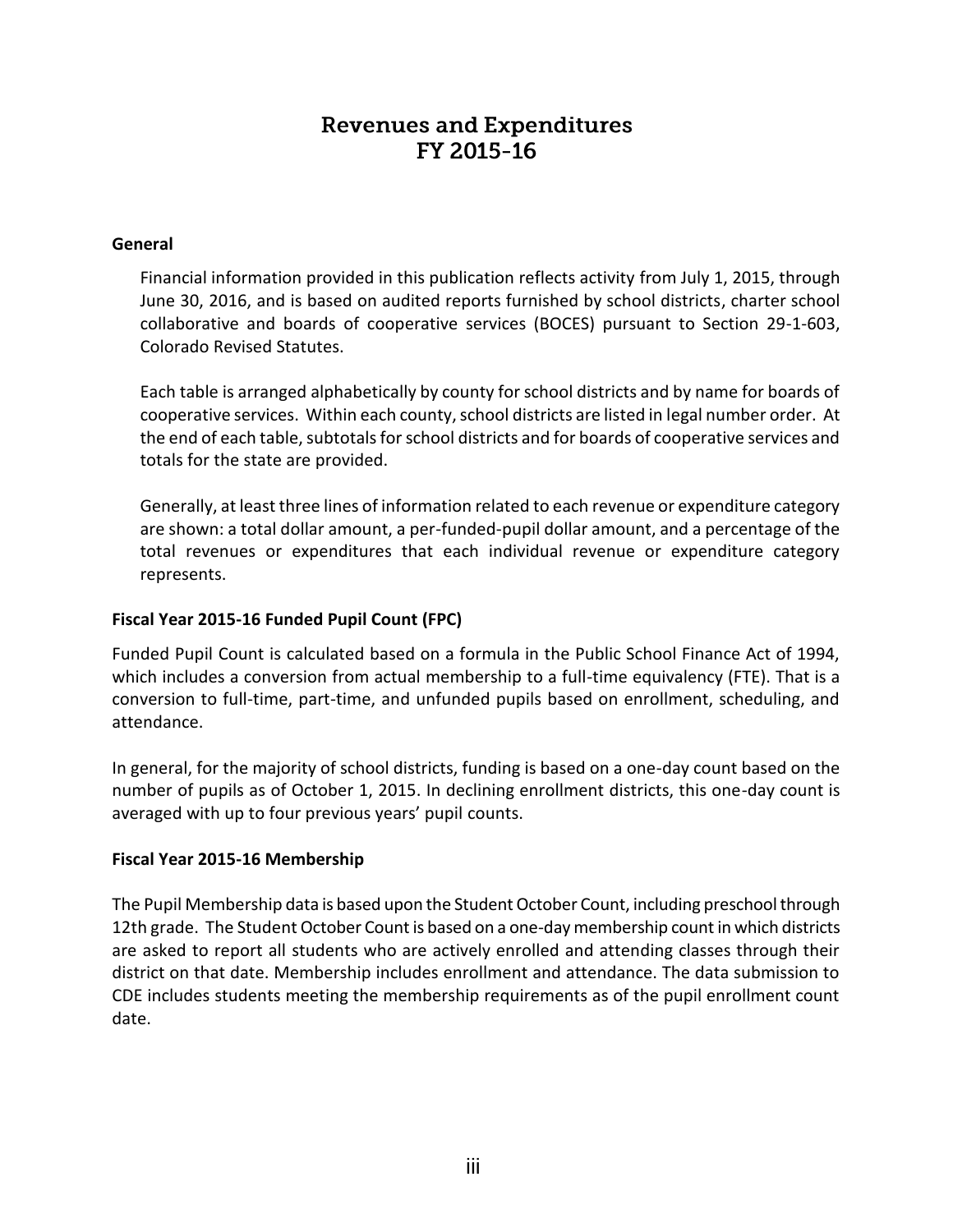# Revenues and Expenditures
# FY 2015-16

**General**

Financial information provided in this publication reflects activity from July 1, 2015, through June 30, 2016, and is based on audited reports furnished by school districts, charter school collaborative and boards of cooperative services (BOCES) pursuant to Section 29-1-603, Colorado Revised Statutes.

Each table is arranged alphabetically by county for school districts and by name for boards of cooperative services. Within each county, school districts are listed in legal number order. At the end of each table, subtotals for school districts and for boards of cooperative services and totals for the state are provided.

Generally, at least three lines of information related to each revenue or expenditure category are shown: a total dollar amount, a per-funded-pupil dollar amount, and a percentage of the total revenues or expenditures that each individual revenue or expenditure category represents.

**Fiscal Year 2015-16 Funded Pupil Count (FPC)**

Funded Pupil Count is calculated based on a formula in the Public School Finance Act of 1994, which includes a conversion from actual membership to a full-time equivalency (FTE). That is a conversion to full-time, part-time, and unfunded pupils based on enrollment, scheduling, and attendance.

In general, for the majority of school districts, funding is based on a one-day count based on the number of pupils as of October 1, 2015. In declining enrollment districts, this one-day count is averaged with up to four previous years' pupil counts.

**Fiscal Year 2015-16 Membership**

The Pupil Membership data is based upon the Student October Count, including preschool through 12th grade. The Student October Count is based on a one-day membership count in which districts are asked to report all students who are actively enrolled and attending classes through their district on that date. Membership includes enrollment and attendance. The data submission to CDE includes students meeting the membership requirements as of the pupil enrollment count date.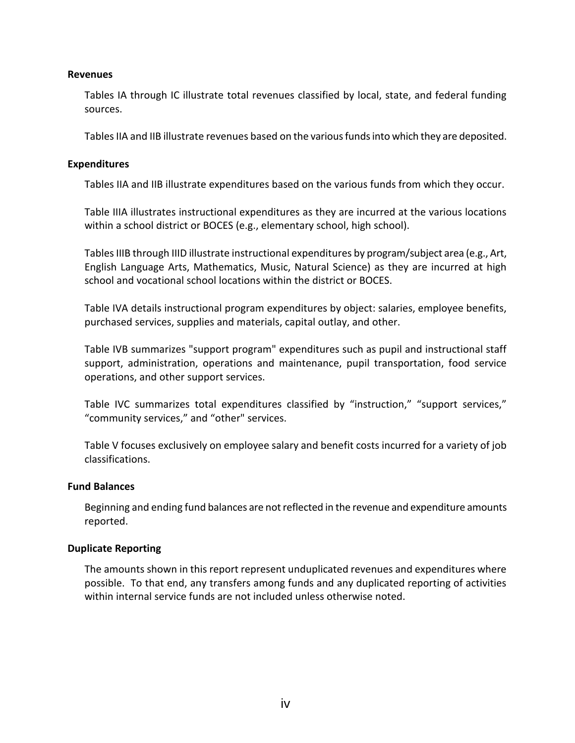**Revenues**

Tables IA through IC illustrate total revenues classified by local, state, and federal funding sources.

Tables IIA and IIB illustrate revenues based on the various funds into which they are deposited.

**Expenditures**

Tables IIA and IIB illustrate expenditures based on the various funds from which they occur.

Table IIIA illustrates instructional expenditures as they are incurred at the various locations within a school district or BOCES (e.g., elementary school, high school).

Tables IIIB through IIID illustrate instructional expenditures by program/subject area (e.g., Art, English Language Arts, Mathematics, Music, Natural Science) as they are incurred at high school and vocational school locations within the district or BOCES.

Table IVA details instructional program expenditures by object: salaries, employee benefits, purchased services, supplies and materials, capital outlay, and other.

Table IVB summarizes "support program" expenditures such as pupil and instructional staff support, administration, operations and maintenance, pupil transportation, food service operations, and other support services.

Table IVC summarizes total expenditures classified by “instruction,” “support services,” “community services,” and “other" services.

Table V focuses exclusively on employee salary and benefit costs incurred for a variety of job classifications.

**Fund Balances**

Beginning and ending fund balances are not reflected in the revenue and expenditure amounts reported.

**Duplicate Reporting**

The amounts shown in this report represent unduplicated revenues and expenditures where possible. To that end, any transfers among funds and any duplicated reporting of activities within internal service funds are not included unless otherwise noted.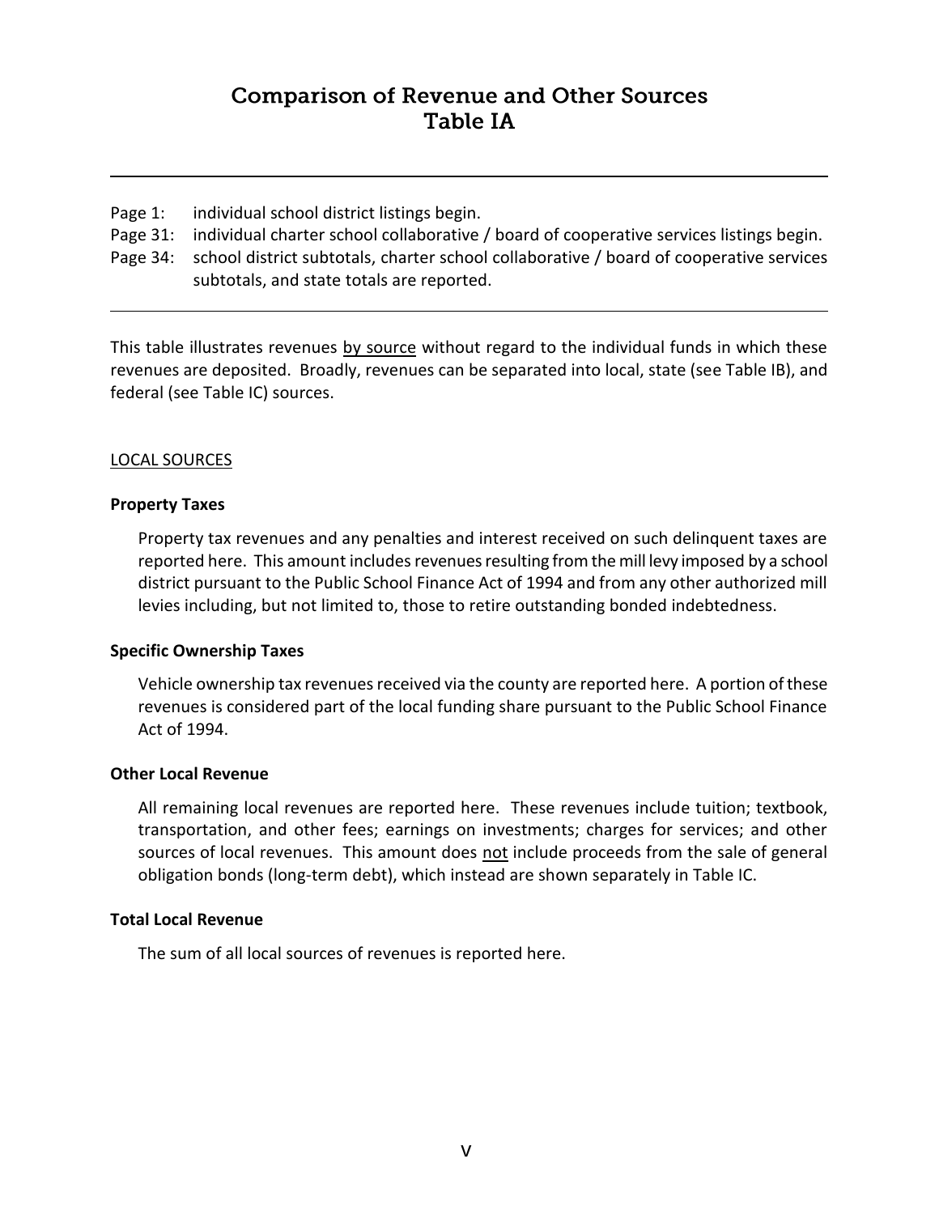# Comparison of Revenue and Other Sources
# Table IA

---

Page 1: individual school district listings begin.
Page 31: individual charter school collaborative / board of cooperative services listings begin.
Page 34: school district subtotals, charter school collaborative / board of cooperative services subtotals, and state totals are reported.

---

This table illustrates revenues <u>by source</u> without regard to the individual funds in which these revenues are deposited. Broadly, revenues can be separated into local, state (see Table IB), and federal (see Table IC) sources.

<u>LOCAL SOURCES</u>

**Property Taxes**

Property tax revenues and any penalties and interest received on such delinquent taxes are reported here. This amount includes revenues resulting from the mill levy imposed by a school district pursuant to the Public School Finance Act of 1994 and from any other authorized mill levies including, but not limited to, those to retire outstanding bonded indebtedness.

**Specific Ownership Taxes**

Vehicle ownership tax revenues received via the county are reported here. A portion of these revenues is considered part of the local funding share pursuant to the Public School Finance Act of 1994.

**Other Local Revenue**

All remaining local revenues are reported here. These revenues include tuition; textbook, transportation, and other fees; earnings on investments; charges for services; and other sources of local revenues. This amount does <u>not</u> include proceeds from the sale of general obligation bonds (long-term debt), which instead are shown separately in Table IC.

**Total Local Revenue**

The sum of all local sources of revenues is reported here.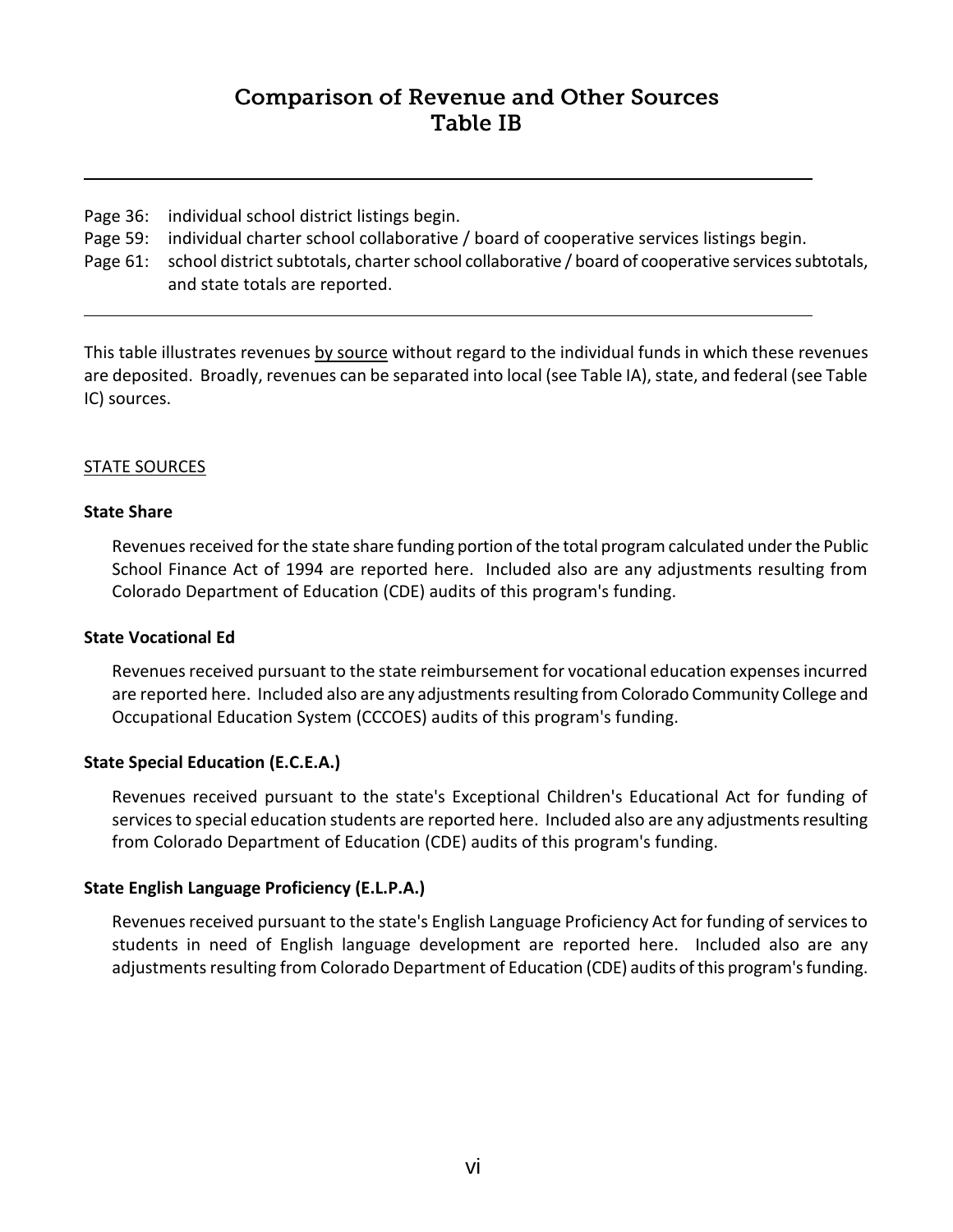# Comparison of Revenue and Other Sources
# Table IB

---

Page 36: individual school district listings begin.
Page 59: individual charter school collaborative / board of cooperative services listings begin.
Page 61: school district subtotals, charter school collaborative / board of cooperative services subtotals, and state totals are reported.

---

This table illustrates revenues by source without regard to the individual funds in which these revenues are deposited. Broadly, revenues can be separated into local (see Table IA), state, and federal (see Table IC) sources.

STATE SOURCES

**State Share**

Revenues received for the state share funding portion of the total program calculated under the Public School Finance Act of 1994 are reported here. Included also are any adjustments resulting from Colorado Department of Education (CDE) audits of this program's funding.

**State Vocational Ed**

Revenues received pursuant to the state reimbursement for vocational education expenses incurred are reported here. Included also are any adjustments resulting from Colorado Community College and Occupational Education System (CCCOES) audits of this program's funding.

**State Special Education (E.C.E.A.)**

Revenues received pursuant to the state's Exceptional Children's Educational Act for funding of services to special education students are reported here. Included also are any adjustments resulting from Colorado Department of Education (CDE) audits of this program's funding.

**State English Language Proficiency (E.L.P.A.)**

Revenues received pursuant to the state's English Language Proficiency Act for funding of services to students in need of English language development are reported here. Included also are any adjustments resulting from Colorado Department of Education (CDE) audits of this program's funding.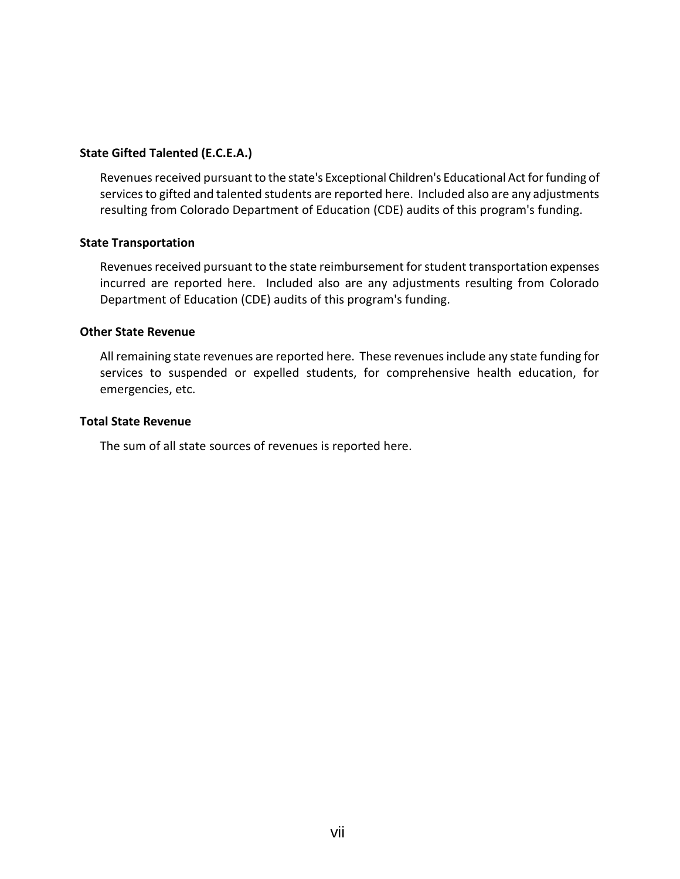**State Gifted Talented (E.C.E.A.)**

Revenues received pursuant to the state's Exceptional Children's Educational Act for funding of services to gifted and talented students are reported here. Included also are any adjustments resulting from Colorado Department of Education (CDE) audits of this program's funding.

**State Transportation**

Revenues received pursuant to the state reimbursement for student transportation expenses incurred are reported here. Included also are any adjustments resulting from Colorado Department of Education (CDE) audits of this program's funding.

**Other State Revenue**

All remaining state revenues are reported here. These revenues include any state funding for services to suspended or expelled students, for comprehensive health education, for emergencies, etc.

**Total State Revenue**

The sum of all state sources of revenues is reported here.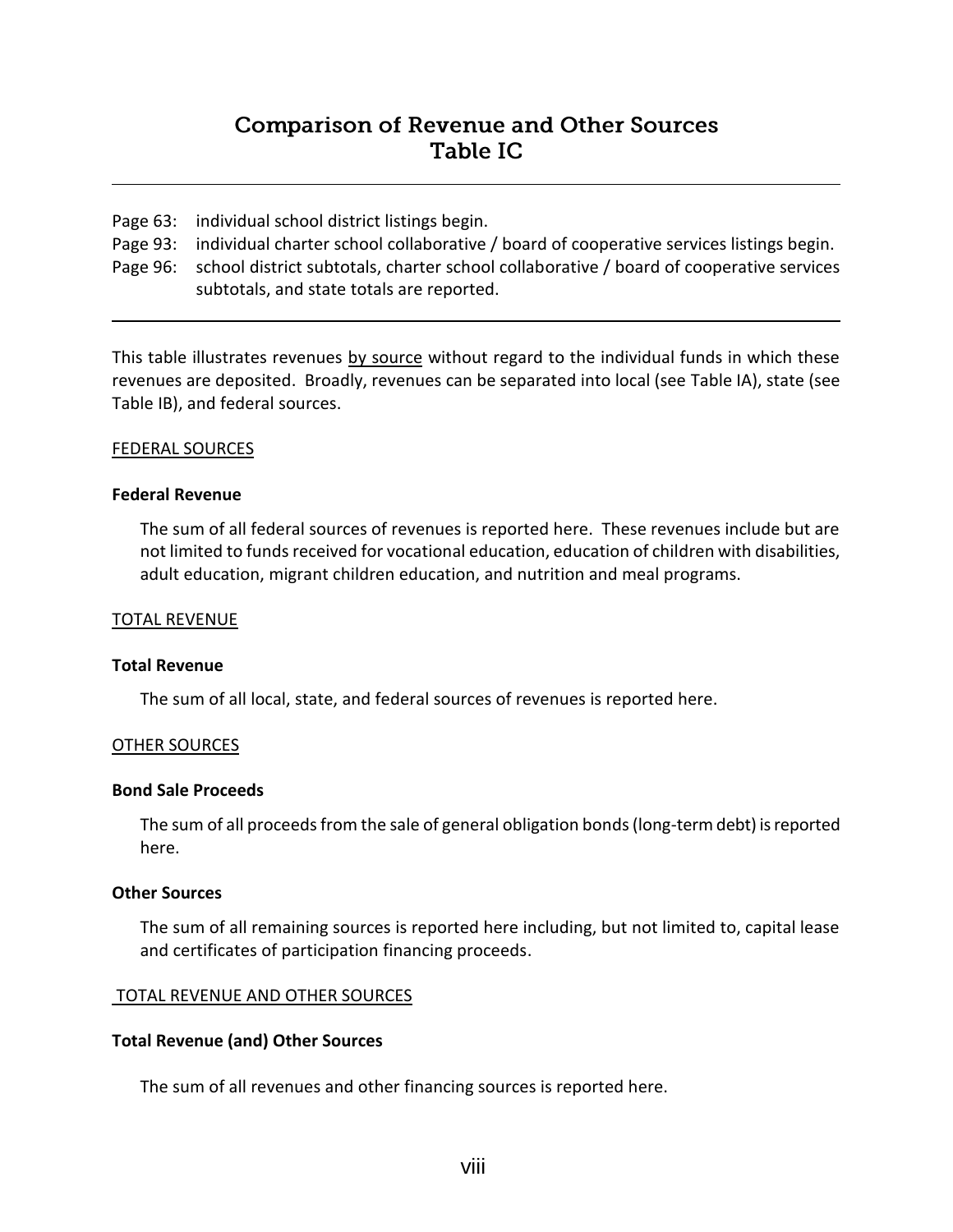# Comparison of Revenue and Other Sources
# Table IC

Page 63: individual school district listings begin.
Page 93: individual charter school collaborative / board of cooperative services listings begin.
Page 96: school district subtotals, charter school collaborative / board of cooperative services subtotals, and state totals are reported.

This table illustrates revenues by source without regard to the individual funds in which these revenues are deposited. Broadly, revenues can be separated into local (see Table IA), state (see Table IB), and federal sources.

## FEDERAL SOURCES

**Federal Revenue**

The sum of all federal sources of revenues is reported here. These revenues include but are not limited to funds received for vocational education, education of children with disabilities, adult education, migrant children education, and nutrition and meal programs.

## TOTAL REVENUE

**Total Revenue**

The sum of all local, state, and federal sources of revenues is reported here.

## OTHER SOURCES

**Bond Sale Proceeds**

The sum of all proceeds from the sale of general obligation bonds (long-term debt) is reported here.

**Other Sources**

The sum of all remaining sources is reported here including, but not limited to, capital lease and certificates of participation financing proceeds.

## TOTAL REVENUE AND OTHER SOURCES

**Total Revenue (and) Other Sources**

The sum of all revenues and other financing sources is reported here.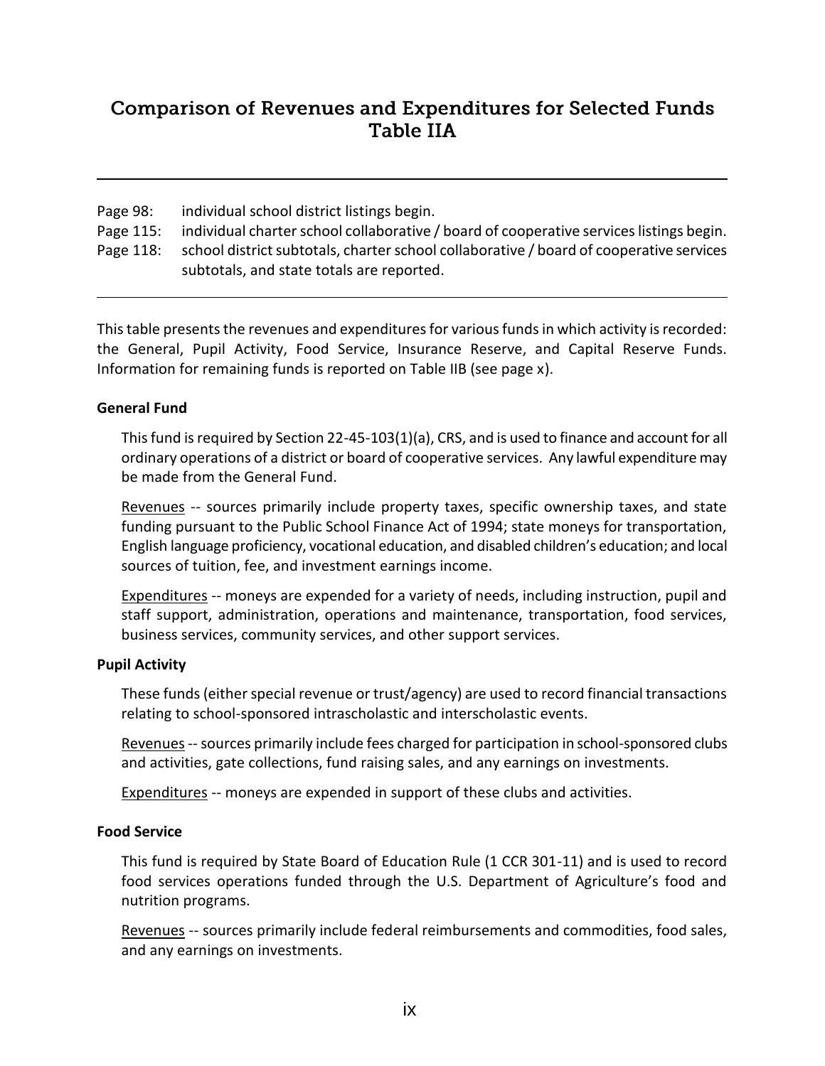# Comparison of Revenues and Expenditures for Selected Funds
# Table IIA

---

Page 98: individual school district listings begin.
Page 115: individual charter school collaborative / board of cooperative services listings begin.
Page 118: school district subtotals, charter school collaborative / board of cooperative services subtotals, and state totals are reported.

---

This table presents the revenues and expenditures for various funds in which activity is recorded: the General, Pupil Activity, Food Service, Insurance Reserve, and Capital Reserve Funds. Information for remaining funds is reported on Table IIB (see page x).

**General Fund**

This fund is required by Section 22-45-103(1)(a), CRS, and is used to finance and account for all ordinary operations of a district or board of cooperative services. Any lawful expenditure may be made from the General Fund.

Revenues -- sources primarily include property taxes, specific ownership taxes, and state funding pursuant to the Public School Finance Act of 1994; state moneys for transportation, English language proficiency, vocational education, and disabled children's education; and local sources of tuition, fee, and investment earnings income.

Expenditures -- moneys are expended for a variety of needs, including instruction, pupil and staff support, administration, operations and maintenance, transportation, food services, business services, community services, and other support services.

**Pupil Activity**

These funds (either special revenue or trust/agency) are used to record financial transactions relating to school-sponsored intrascholastic and interscholastic events.

Revenues -- sources primarily include fees charged for participation in school-sponsored clubs and activities, gate collections, fund raising sales, and any earnings on investments.

Expenditures -- moneys are expended in support of these clubs and activities.

**Food Service**

This fund is required by State Board of Education Rule (1 CCR 301-11) and is used to record food services operations funded through the U.S. Department of Agriculture's food and nutrition programs.

Revenues -- sources primarily include federal reimbursements and commodities, food sales, and any earnings on investments.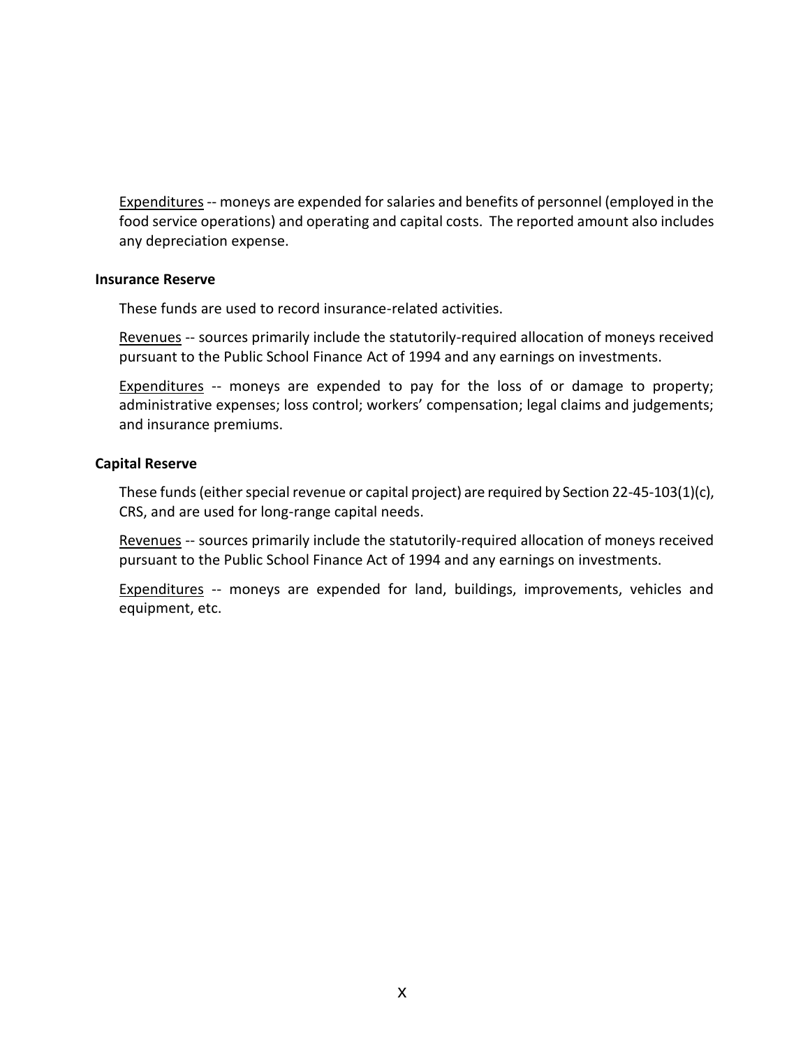Expenditures -- moneys are expended for salaries and benefits of personnel (employed in the food service operations) and operating and capital costs. The reported amount also includes any depreciation expense.

### Insurance Reserve

These funds are used to record insurance-related activities.

Revenues -- sources primarily include the statutorily-required allocation of moneys received pursuant to the Public School Finance Act of 1994 and any earnings on investments.

Expenditures -- moneys are expended to pay for the loss of or damage to property; administrative expenses; loss control; workers' compensation; legal claims and judgements; and insurance premiums.

### Capital Reserve

These funds (either special revenue or capital project) are required by Section 22-45-103(1)(c), CRS, and are used for long-range capital needs.

Revenues -- sources primarily include the statutorily-required allocation of moneys received pursuant to the Public School Finance Act of 1994 and any earnings on investments.

Expenditures -- moneys are expended for land, buildings, improvements, vehicles and equipment, etc.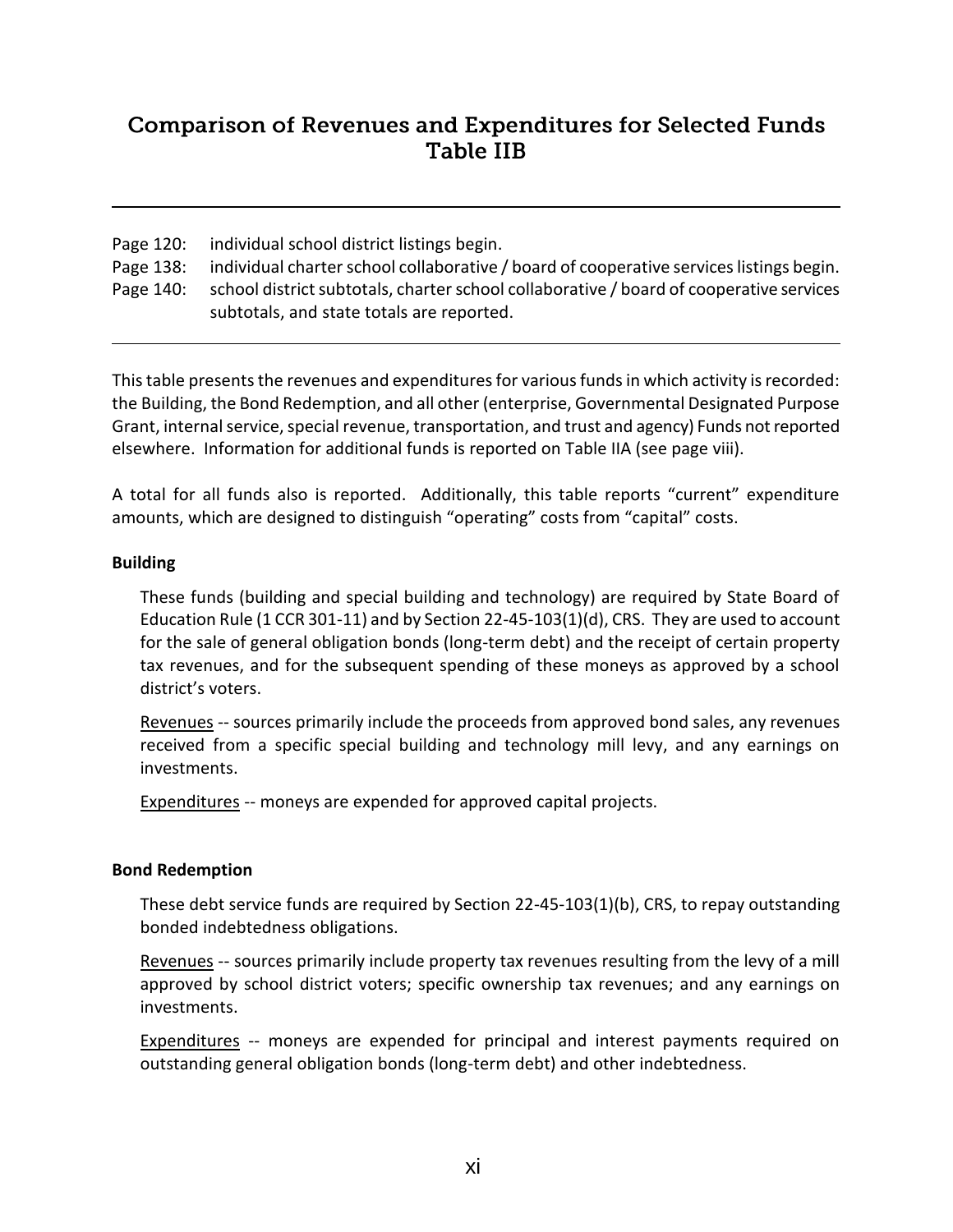## Comparison of Revenues and Expenditures for Selected Funds Table IIB

---

Page 120: individual school district listings begin.
Page 138: individual charter school collaborative / board of cooperative services listings begin.
Page 140: school district subtotals, charter school collaborative / board of cooperative services subtotals, and state totals are reported.

---

This table presents the revenues and expenditures for various funds in which activity is recorded: the Building, the Bond Redemption, and all other (enterprise, Governmental Designated Purpose Grant, internal service, special revenue, transportation, and trust and agency) Funds not reported elsewhere. Information for additional funds is reported on Table IIA (see page viii).

A total for all funds also is reported. Additionally, this table reports "current" expenditure amounts, which are designed to distinguish "operating" costs from "capital" costs.

**Building**

These funds (building and special building and technology) are required by State Board of Education Rule (1 CCR 301-11) and by Section 22-45-103(1)(d), CRS. They are used to account for the sale of general obligation bonds (long-term debt) and the receipt of certain property tax revenues, and for the subsequent spending of these moneys as approved by a school district's voters.

Revenues -- sources primarily include the proceeds from approved bond sales, any revenues received from a specific special building and technology mill levy, and any earnings on investments.

Expenditures -- moneys are expended for approved capital projects.

**Bond Redemption**

These debt service funds are required by Section 22-45-103(1)(b), CRS, to repay outstanding bonded indebtedness obligations.

Revenues -- sources primarily include property tax revenues resulting from the levy of a mill approved by school district voters; specific ownership tax revenues; and any earnings on investments.

Expenditures -- moneys are expended for principal and interest payments required on outstanding general obligation bonds (long-term debt) and other indebtedness.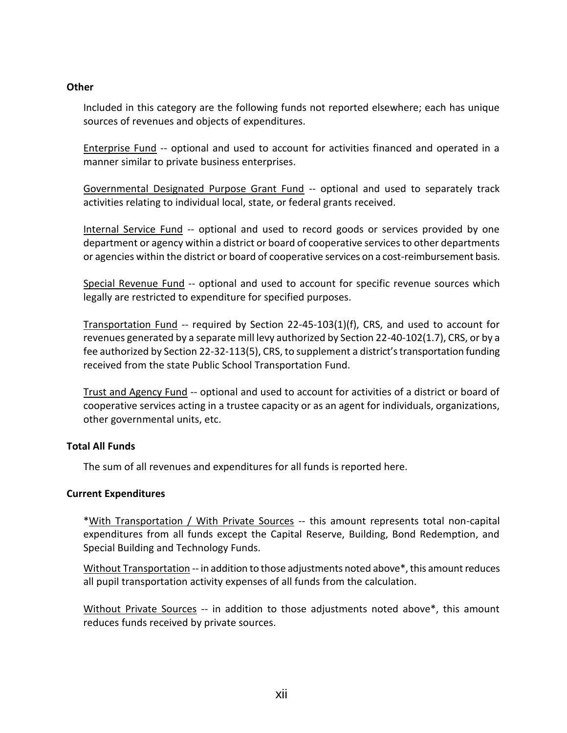**Other**

Included in this category are the following funds not reported elsewhere; each has unique sources of revenues and objects of expenditures.

<u>Enterprise Fund</u> -- optional and used to account for activities financed and operated in a manner similar to private business enterprises.

<u>Governmental Designated Purpose Grant Fund</u> -- optional and used to separately track activities relating to individual local, state, or federal grants received.

<u>Internal Service Fund</u> -- optional and used to record goods or services provided by one department or agency within a district or board of cooperative services to other departments or agencies within the district or board of cooperative services on a cost-reimbursement basis.

<u>Special Revenue Fund</u> -- optional and used to account for specific revenue sources which legally are restricted to expenditure for specified purposes.

<u>Transportation Fund</u> -- required by Section 22-45-103(1)(f), CRS, and used to account for revenues generated by a separate mill levy authorized by Section 22-40-102(1.7), CRS, or by a fee authorized by Section 22-32-113(5), CRS, to supplement a district's transportation funding received from the state Public School Transportation Fund.

<u>Trust and Agency Fund</u> -- optional and used to account for activities of a district or board of cooperative services acting in a trustee capacity or as an agent for individuals, organizations, other governmental units, etc.

**Total All Funds**

The sum of all revenues and expenditures for all funds is reported here.

**Current Expenditures**

*<u>With Transportation / With Private Sources</u> -- this amount represents total non-capital expenditures from all funds except the Capital Reserve, Building, Bond Redemption, and Special Building and Technology Funds.

<u>Without Transportation</u> -- in addition to those adjustments noted above*, this amount reduces all pupil transportation activity expenses of all funds from the calculation.

<u>Without Private Sources</u> -- in addition to those adjustments noted above*, this amount reduces funds received by private sources.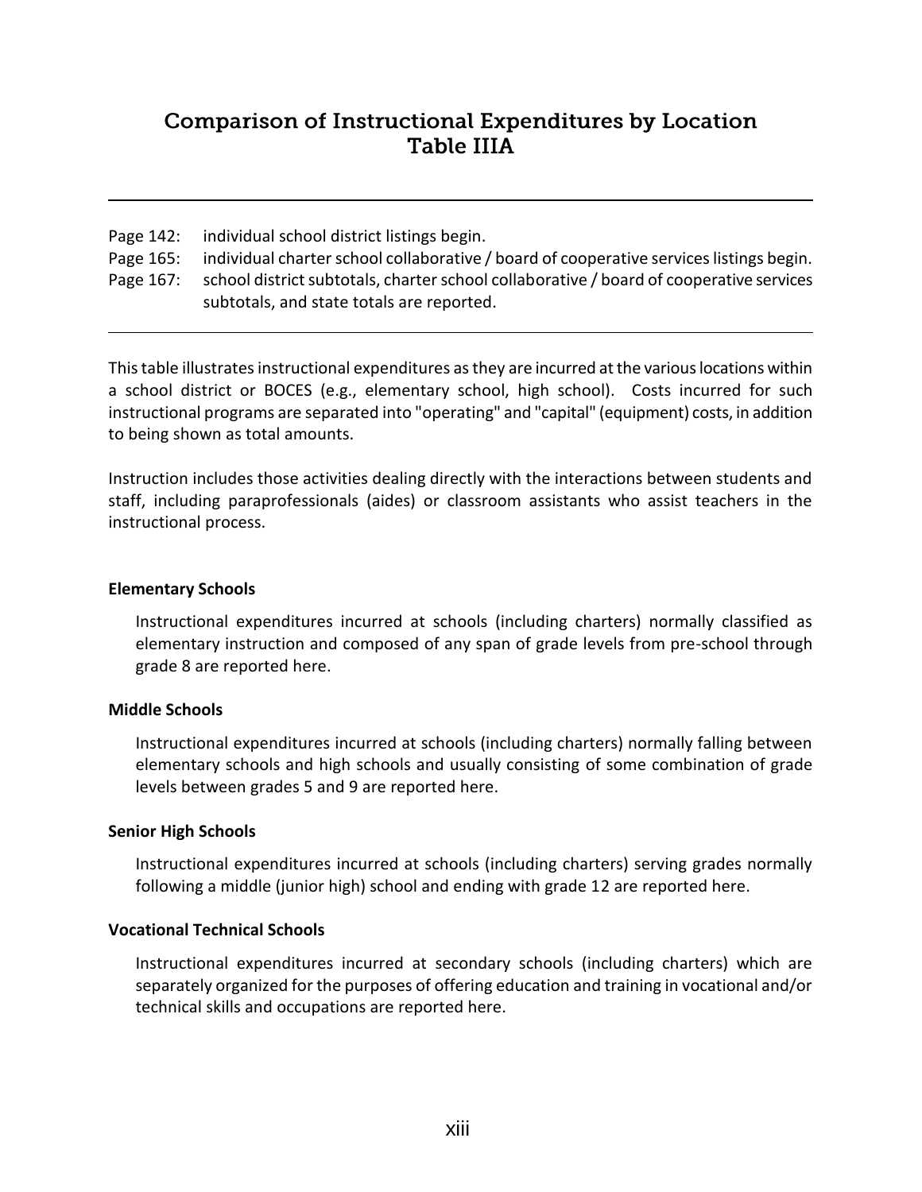# Comparison of Instructional Expenditures by Location
# Table IIIA

---

Page 142: individual school district listings begin.
Page 165: individual charter school collaborative / board of cooperative services listings begin.
Page 167: school district subtotals, charter school collaborative / board of cooperative services subtotals, and state totals are reported.

---

This table illustrates instructional expenditures as they are incurred at the various locations within a school district or BOCES (e.g., elementary school, high school). Costs incurred for such instructional programs are separated into "operating" and "capital" (equipment) costs, in addition to being shown as total amounts.

Instruction includes those activities dealing directly with the interactions between students and staff, including paraprofessionals (aides) or classroom assistants who assist teachers in the instructional process.

**Elementary Schools**

Instructional expenditures incurred at schools (including charters) normally classified as elementary instruction and composed of any span of grade levels from pre-school through grade 8 are reported here.

**Middle Schools**

Instructional expenditures incurred at schools (including charters) normally falling between elementary schools and high schools and usually consisting of some combination of grade levels between grades 5 and 9 are reported here.

**Senior High Schools**

Instructional expenditures incurred at schools (including charters) serving grades normally following a middle (junior high) school and ending with grade 12 are reported here.

**Vocational Technical Schools**

Instructional expenditures incurred at secondary schools (including charters) which are separately organized for the purposes of offering education and training in vocational and/or technical skills and occupations are reported here.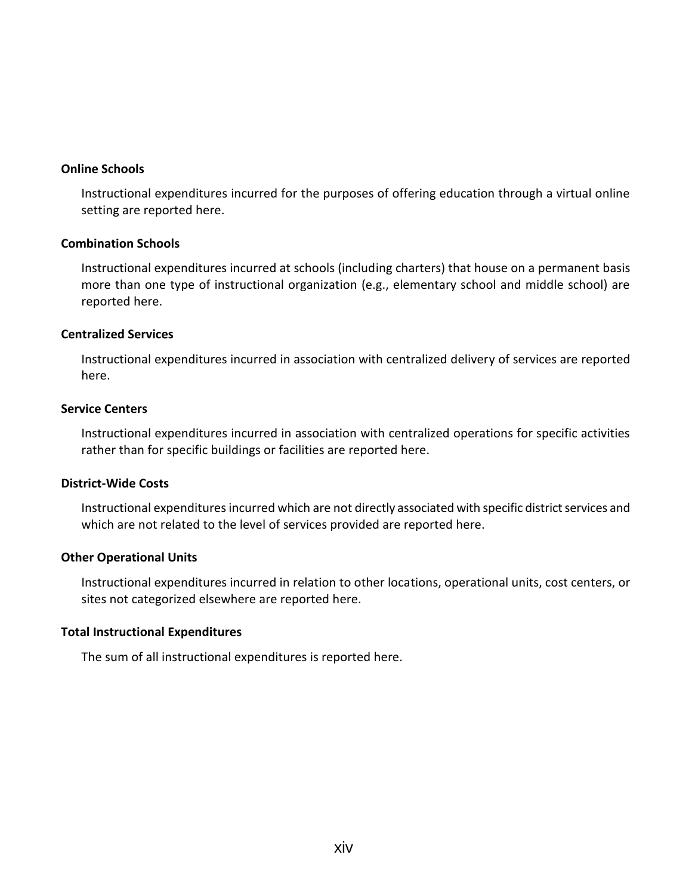**Online Schools**

Instructional expenditures incurred for the purposes of offering education through a virtual online setting are reported here.

**Combination Schools**

Instructional expenditures incurred at schools (including charters) that house on a permanent basis more than one type of instructional organization (e.g., elementary school and middle school) are reported here.

**Centralized Services**

Instructional expenditures incurred in association with centralized delivery of services are reported here.

**Service Centers**

Instructional expenditures incurred in association with centralized operations for specific activities rather than for specific buildings or facilities are reported here.

**District-Wide Costs**

Instructional expenditures incurred which are not directly associated with specific district services and which are not related to the level of services provided are reported here.

**Other Operational Units**

Instructional expenditures incurred in relation to other locations, operational units, cost centers, or sites not categorized elsewhere are reported here.

**Total Instructional Expenditures**

The sum of all instructional expenditures is reported here.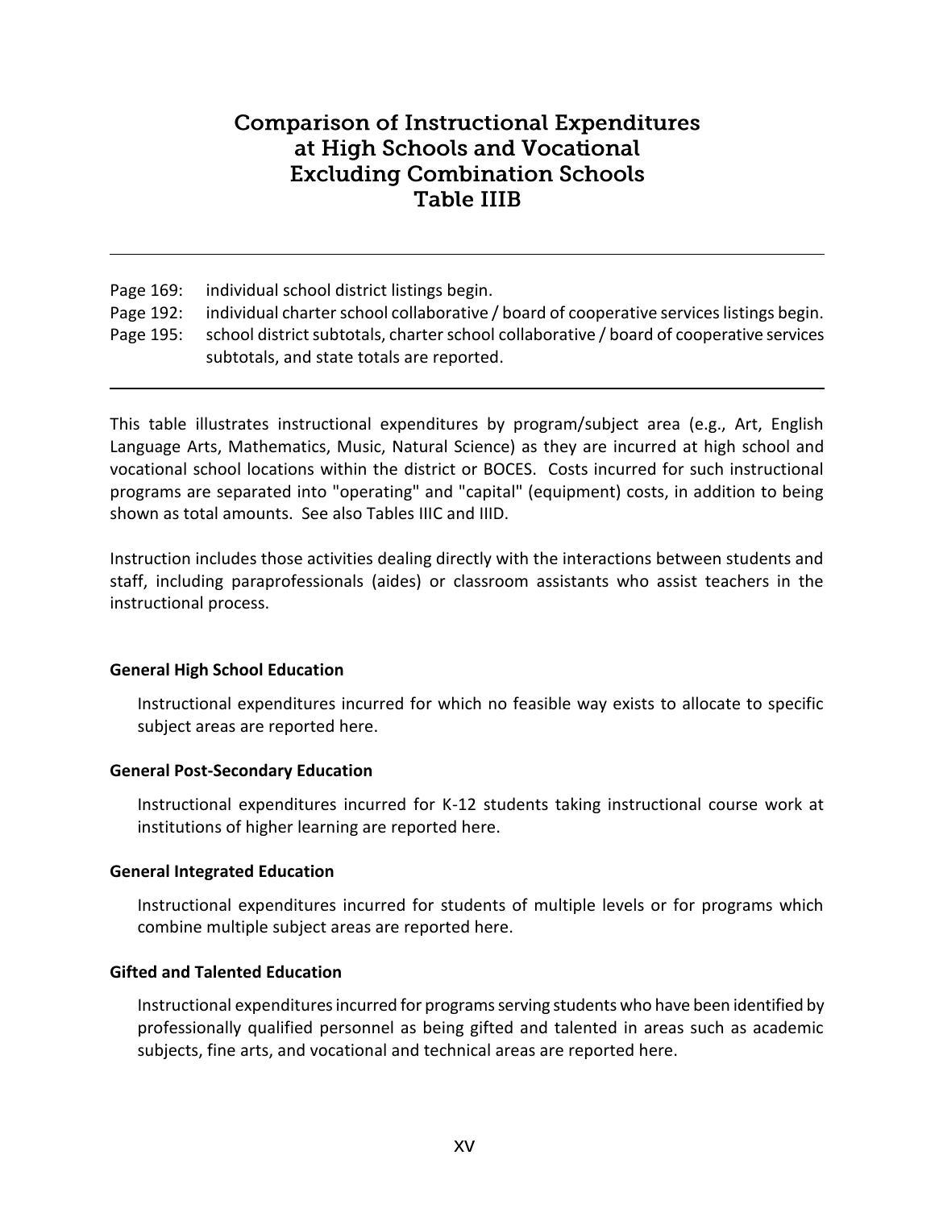# Comparison of Instructional Expenditures at High Schools and Vocational Excluding Combination Schools Table IIIB

---

Page 169: individual school district listings begin.

Page 192: individual charter school collaborative / board of cooperative services listings begin.

Page 195: school district subtotals, charter school collaborative / board of cooperative services subtotals, and state totals are reported.

---

This table illustrates instructional expenditures by program/subject area (e.g., Art, English Language Arts, Mathematics, Music, Natural Science) as they are incurred at high school and vocational school locations within the district or BOCES. Costs incurred for such instructional programs are separated into "operating" and "capital" (equipment) costs, in addition to being shown as total amounts. See also Tables IIIC and IIID.

Instruction includes those activities dealing directly with the interactions between students and staff, including paraprofessionals (aides) or classroom assistants who assist teachers in the instructional process.

**General High School Education**

Instructional expenditures incurred for which no feasible way exists to allocate to specific subject areas are reported here.

**General Post-Secondary Education**

Instructional expenditures incurred for K-12 students taking instructional course work at institutions of higher learning are reported here.

**General Integrated Education**

Instructional expenditures incurred for students of multiple levels or for programs which combine multiple subject areas are reported here.

**Gifted and Talented Education**

Instructional expenditures incurred for programs serving students who have been identified by professionally qualified personnel as being gifted and talented in areas such as academic subjects, fine arts, and vocational and technical areas are reported here.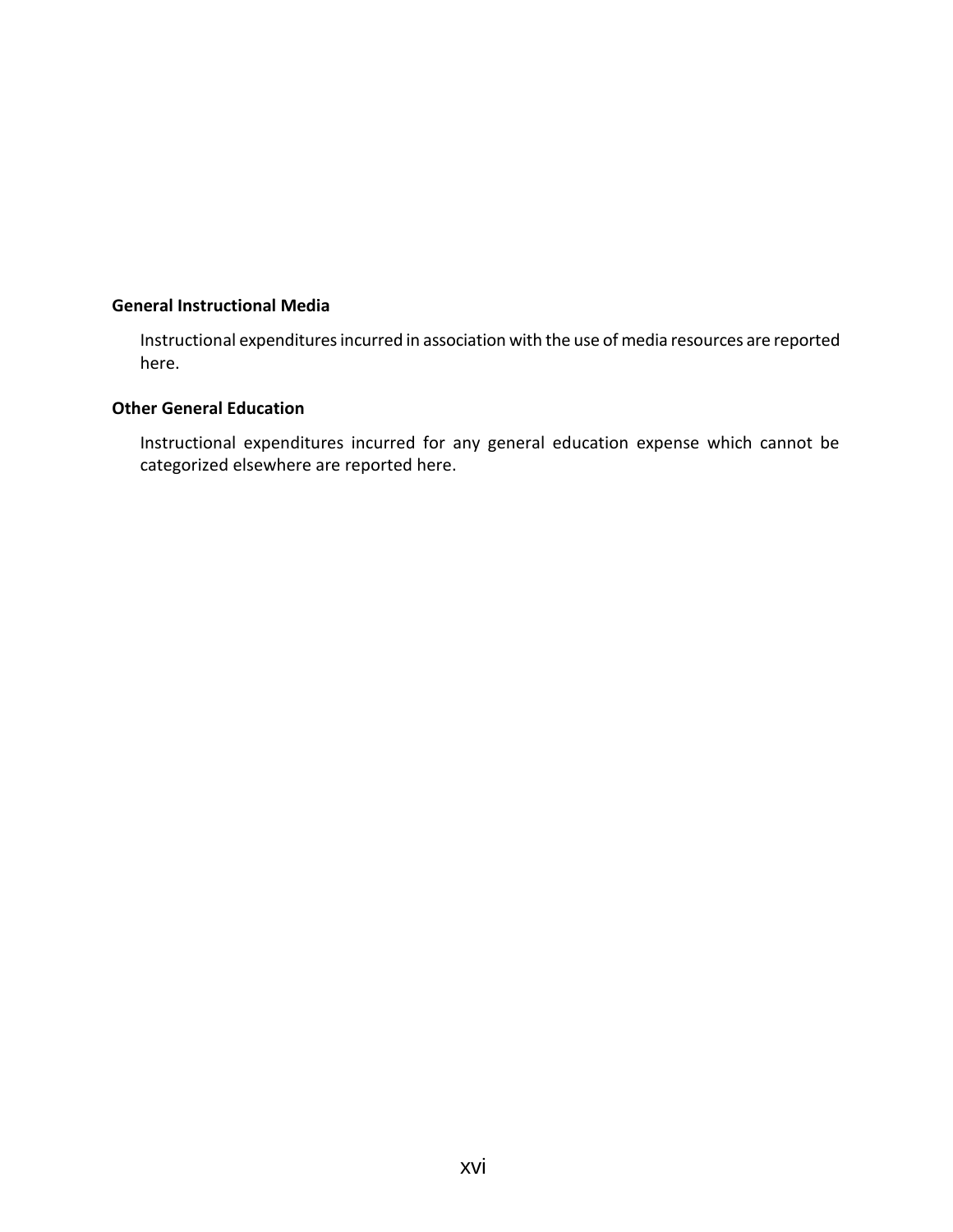**General Instructional Media**

Instructional expenditures incurred in association with the use of media resources are reported here.

**Other General Education**

Instructional expenditures incurred for any general education expense which cannot be categorized elsewhere are reported here.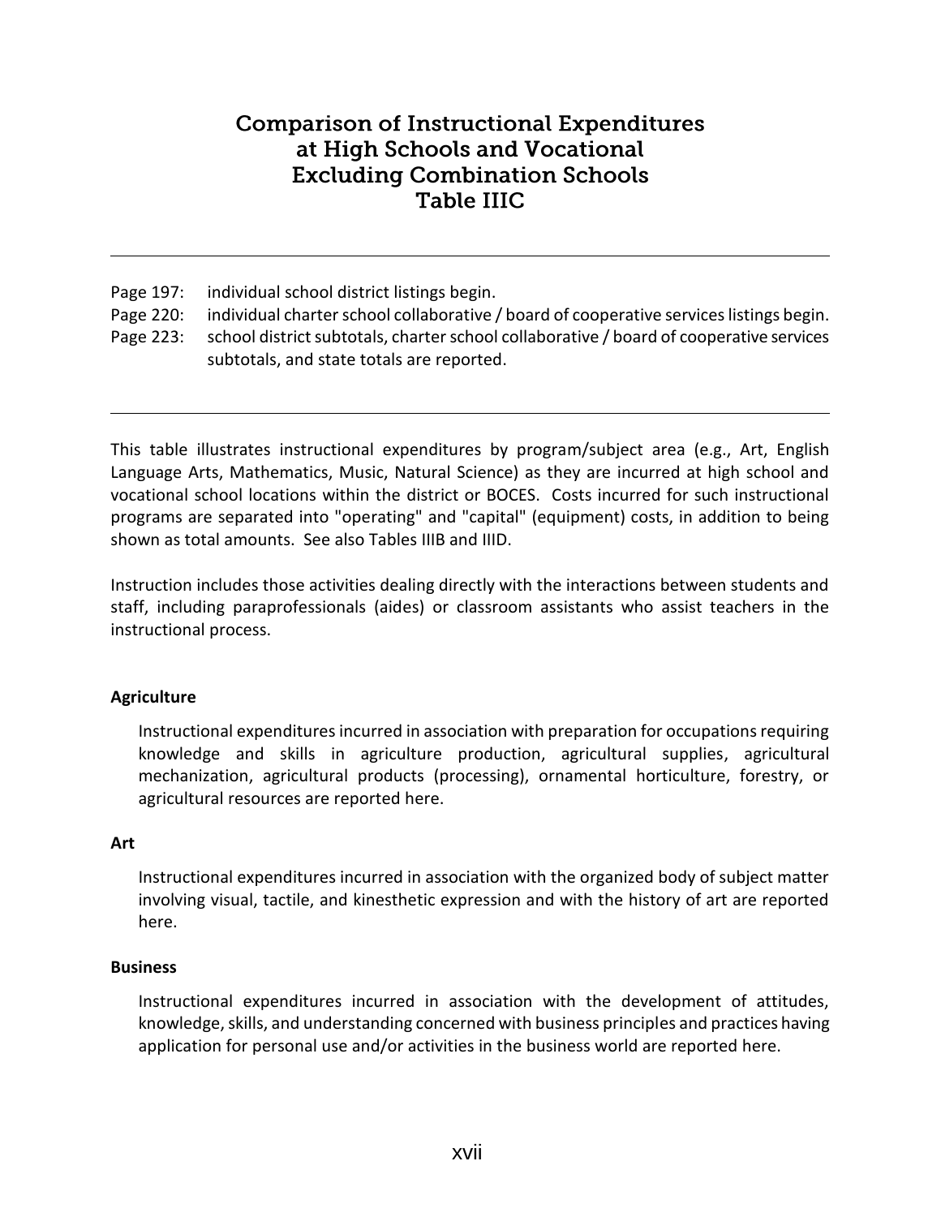# Comparison of Instructional Expenditures at High Schools and Vocational Excluding Combination Schools Table IIIC

---

Page 197: individual school district listings begin.

Page 220: individual charter school collaborative / board of cooperative services listings begin.

Page 223: school district subtotals, charter school collaborative / board of cooperative services subtotals, and state totals are reported.

---

This table illustrates instructional expenditures by program/subject area (e.g., Art, English Language Arts, Mathematics, Music, Natural Science) as they are incurred at high school and vocational school locations within the district or BOCES. Costs incurred for such instructional programs are separated into "operating" and "capital" (equipment) costs, in addition to being shown as total amounts. See also Tables IIIB and IIID.

Instruction includes those activities dealing directly with the interactions between students and staff, including paraprofessionals (aides) or classroom assistants who assist teachers in the instructional process.

**Agriculture**

Instructional expenditures incurred in association with preparation for occupations requiring knowledge and skills in agriculture production, agricultural supplies, agricultural mechanization, agricultural products (processing), ornamental horticulture, forestry, or agricultural resources are reported here.

**Art**

Instructional expenditures incurred in association with the organized body of subject matter involving visual, tactile, and kinesthetic expression and with the history of art are reported here.

**Business**

Instructional expenditures incurred in association with the development of attitudes, knowledge, skills, and understanding concerned with business principles and practices having application for personal use and/or activities in the business world are reported here.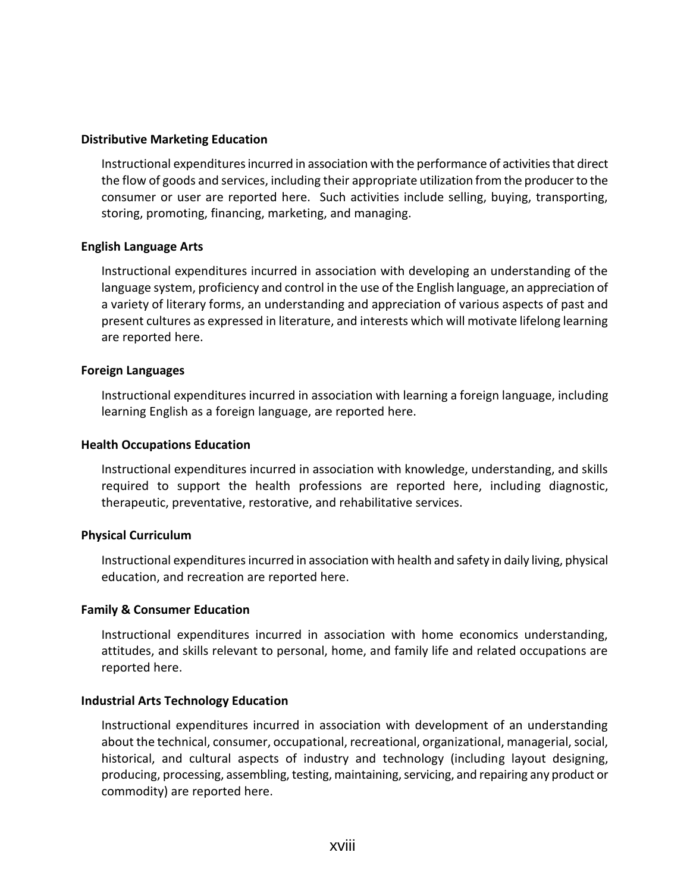**Distributive Marketing Education**

Instructional expenditures incurred in association with the performance of activities that direct the flow of goods and services, including their appropriate utilization from the producer to the consumer or user are reported here. Such activities include selling, buying, transporting, storing, promoting, financing, marketing, and managing.

**English Language Arts**

Instructional expenditures incurred in association with developing an understanding of the language system, proficiency and control in the use of the English language, an appreciation of a variety of literary forms, an understanding and appreciation of various aspects of past and present cultures as expressed in literature, and interests which will motivate lifelong learning are reported here.

**Foreign Languages**

Instructional expenditures incurred in association with learning a foreign language, including learning English as a foreign language, are reported here.

**Health Occupations Education**

Instructional expenditures incurred in association with knowledge, understanding, and skills required to support the health professions are reported here, including diagnostic, therapeutic, preventative, restorative, and rehabilitative services.

**Physical Curriculum**

Instructional expenditures incurred in association with health and safety in daily living, physical education, and recreation are reported here.

**Family & Consumer Education**

Instructional expenditures incurred in association with home economics understanding, attitudes, and skills relevant to personal, home, and family life and related occupations are reported here.

**Industrial Arts Technology Education**

Instructional expenditures incurred in association with development of an understanding about the technical, consumer, occupational, recreational, organizational, managerial, social, historical, and cultural aspects of industry and technology (including layout designing, producing, processing, assembling, testing, maintaining, servicing, and repairing any product or commodity) are reported here.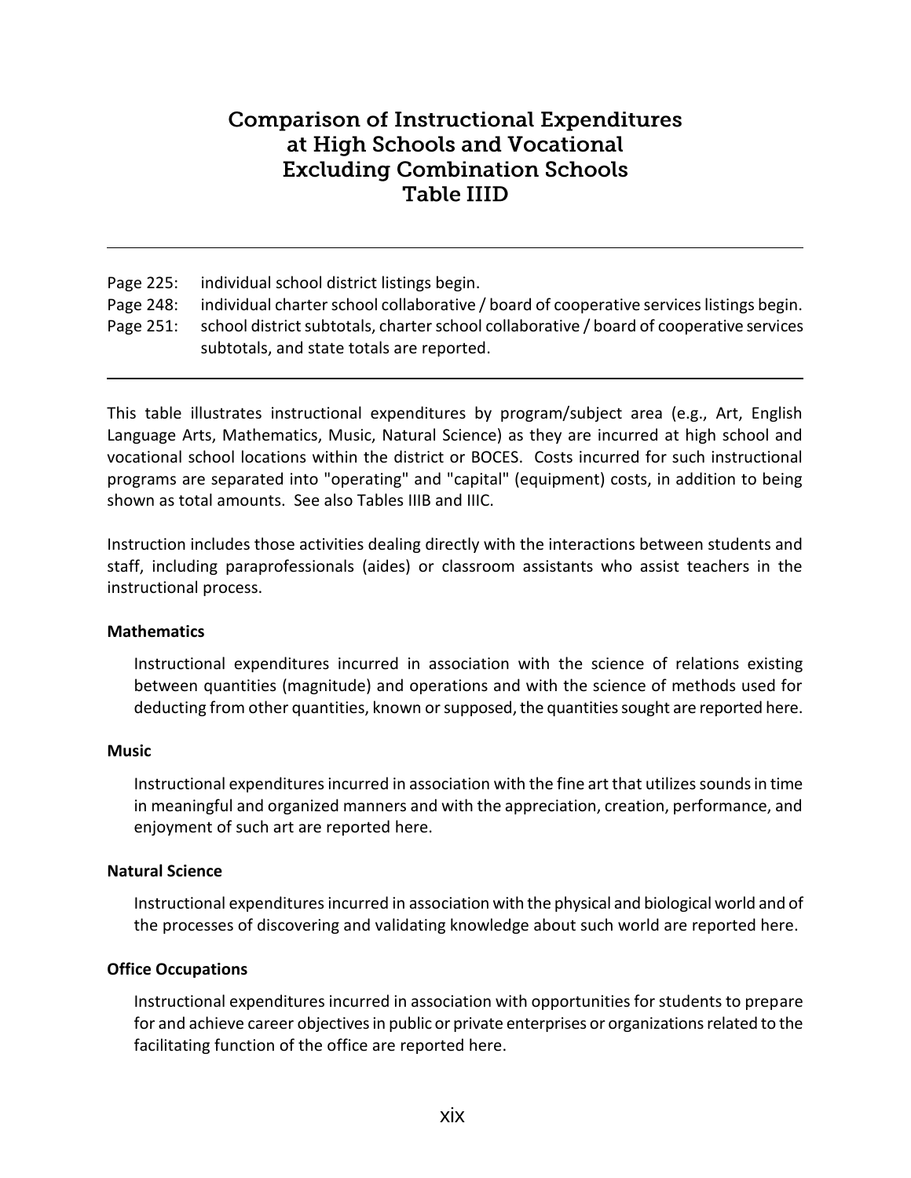# Comparison of Instructional Expenditures at High Schools and Vocational Excluding Combination Schools Table IIID

---

Page 225: individual school district listings begin.
Page 248: individual charter school collaborative / board of cooperative services listings begin.
Page 251: school district subtotals, charter school collaborative / board of cooperative services subtotals, and state totals are reported.

---

This table illustrates instructional expenditures by program/subject area (e.g., Art, English Language Arts, Mathematics, Music, Natural Science) as they are incurred at high school and vocational school locations within the district or BOCES. Costs incurred for such instructional programs are separated into "operating" and "capital" (equipment) costs, in addition to being shown as total amounts. See also Tables IIIB and IIIC.

Instruction includes those activities dealing directly with the interactions between students and staff, including paraprofessionals (aides) or classroom assistants who assist teachers in the instructional process.

**Mathematics**

Instructional expenditures incurred in association with the science of relations existing between quantities (magnitude) and operations and with the science of methods used for deducting from other quantities, known or supposed, the quantities sought are reported here.

**Music**

Instructional expenditures incurred in association with the fine art that utilizes sounds in time in meaningful and organized manners and with the appreciation, creation, performance, and enjoyment of such art are reported here.

**Natural Science**

Instructional expenditures incurred in association with the physical and biological world and of the processes of discovering and validating knowledge about such world are reported here.

**Office Occupations**

Instructional expenditures incurred in association with opportunities for students to prepare for and achieve career objectives in public or private enterprises or organizations related to the facilitating function of the office are reported here.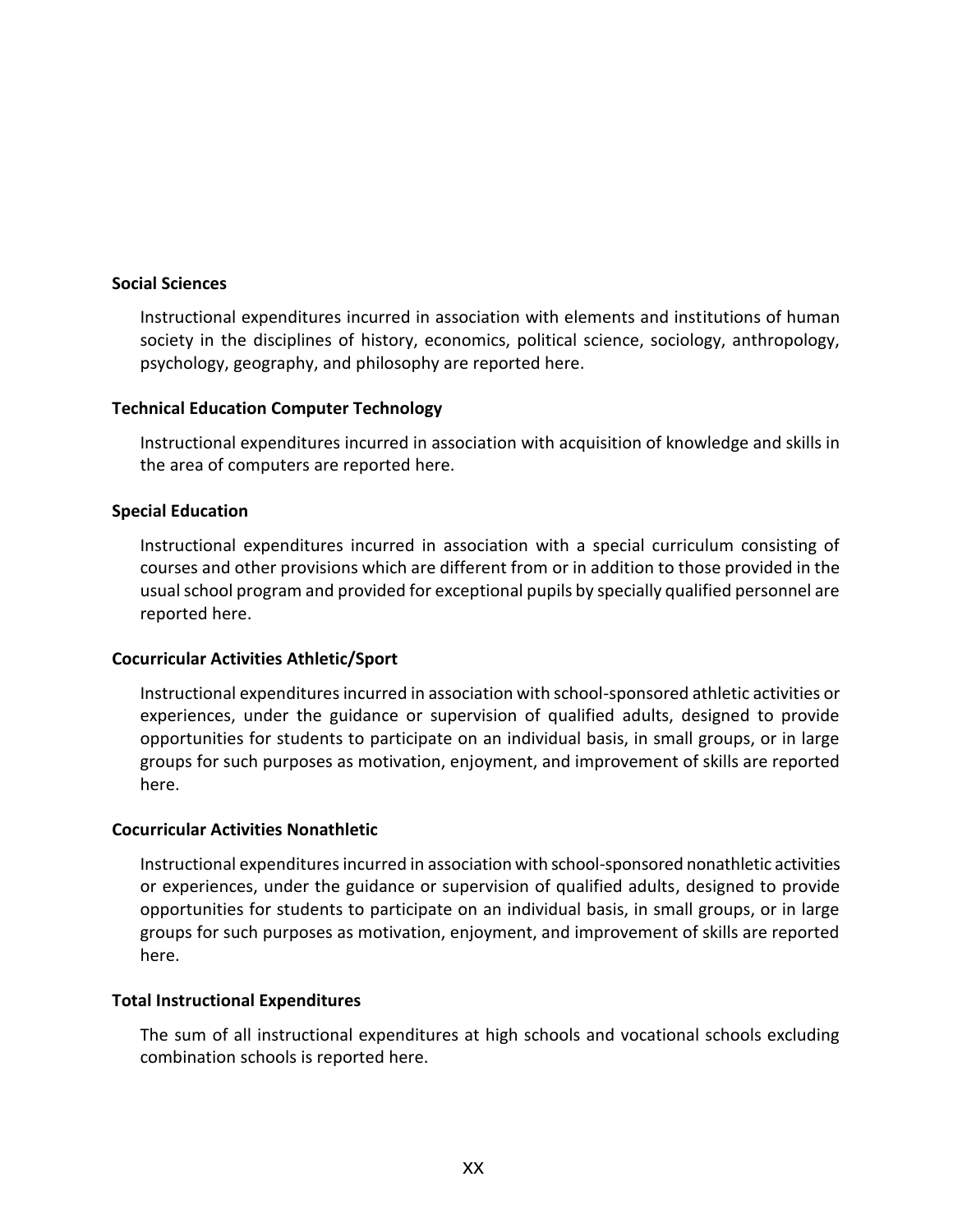**Social Sciences**

Instructional expenditures incurred in association with elements and institutions of human society in the disciplines of history, economics, political science, sociology, anthropology, psychology, geography, and philosophy are reported here.

**Technical Education Computer Technology**

Instructional expenditures incurred in association with acquisition of knowledge and skills in the area of computers are reported here.

**Special Education**

Instructional expenditures incurred in association with a special curriculum consisting of courses and other provisions which are different from or in addition to those provided in the usual school program and provided for exceptional pupils by specially qualified personnel are reported here.

**Cocurricular Activities Athletic/Sport**

Instructional expenditures incurred in association with school-sponsored athletic activities or experiences, under the guidance or supervision of qualified adults, designed to provide opportunities for students to participate on an individual basis, in small groups, or in large groups for such purposes as motivation, enjoyment, and improvement of skills are reported here.

**Cocurricular Activities Nonathletic**

Instructional expenditures incurred in association with school-sponsored nonathletic activities or experiences, under the guidance or supervision of qualified adults, designed to provide opportunities for students to participate on an individual basis, in small groups, or in large groups for such purposes as motivation, enjoyment, and improvement of skills are reported here.

**Total Instructional Expenditures**

The sum of all instructional expenditures at high schools and vocational schools excluding combination schools is reported here.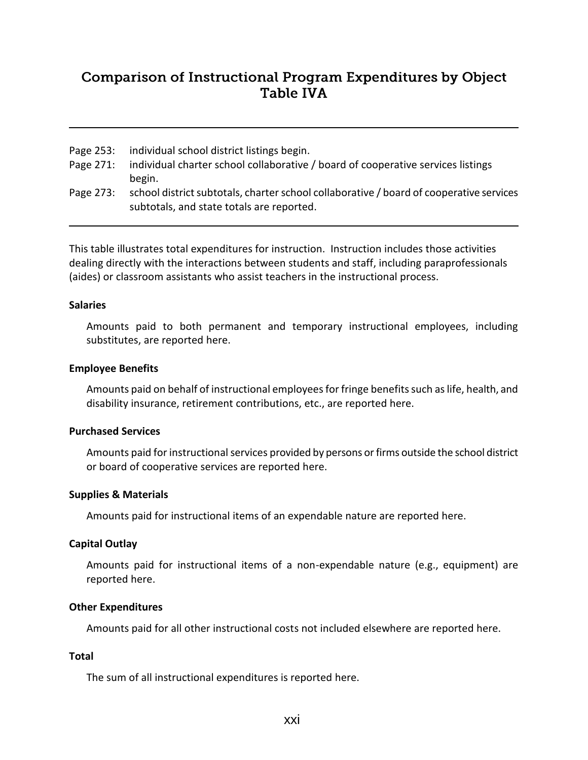# Comparison of Instructional Program Expenditures by Object
# Table IVA

---

Page 253: individual school district listings begin.
Page 271: individual charter school collaborative / board of cooperative services listings begin.
Page 273: school district subtotals, charter school collaborative / board of cooperative services subtotals, and state totals are reported.

---

This table illustrates total expenditures for instruction. Instruction includes those activities dealing directly with the interactions between students and staff, including paraprofessionals (aides) or classroom assistants who assist teachers in the instructional process.

**Salaries**

Amounts paid to both permanent and temporary instructional employees, including substitutes, are reported here.

**Employee Benefits**

Amounts paid on behalf of instructional employees for fringe benefits such as life, health, and disability insurance, retirement contributions, etc., are reported here.

**Purchased Services**

Amounts paid for instructional services provided by persons or firms outside the school district or board of cooperative services are reported here.

**Supplies & Materials**

Amounts paid for instructional items of an expendable nature are reported here.

**Capital Outlay**

Amounts paid for instructional items of a non-expendable nature (e.g., equipment) are reported here.

**Other Expenditures**

Amounts paid for all other instructional costs not included elsewhere are reported here.

**Total**

The sum of all instructional expenditures is reported here.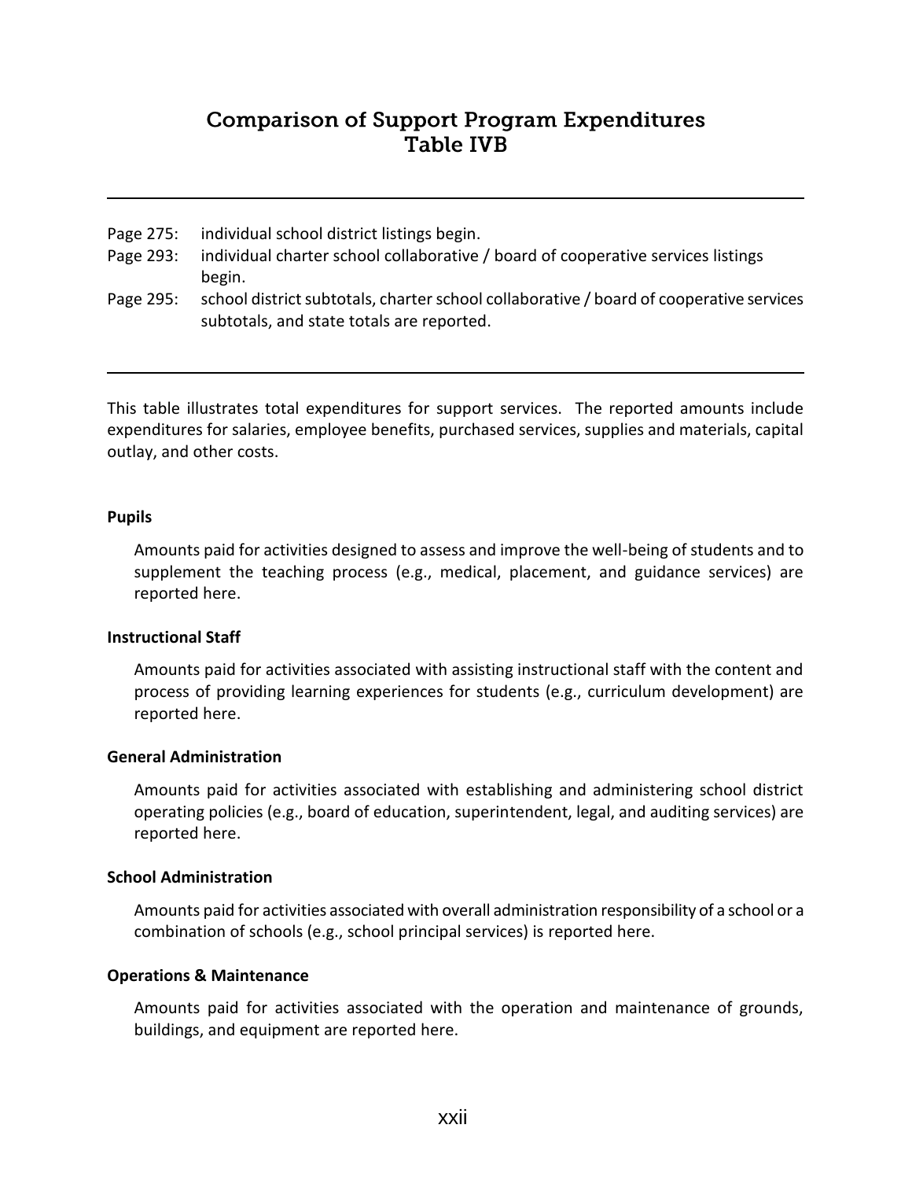# Comparison of Support Program Expenditures
# Table IVB

---

Page 275: individual school district listings begin.

Page 293: individual charter school collaborative / board of cooperative services listings begin.

Page 295: school district subtotals, charter school collaborative / board of cooperative services subtotals, and state totals are reported.

---

This table illustrates total expenditures for support services. The reported amounts include expenditures for salaries, employee benefits, purchased services, supplies and materials, capital outlay, and other costs.

**Pupils**

Amounts paid for activities designed to assess and improve the well-being of students and to supplement the teaching process (e.g., medical, placement, and guidance services) are reported here.

**Instructional Staff**

Amounts paid for activities associated with assisting instructional staff with the content and process of providing learning experiences for students (e.g., curriculum development) are reported here.

**General Administration**

Amounts paid for activities associated with establishing and administering school district operating policies (e.g., board of education, superintendent, legal, and auditing services) are reported here.

**School Administration**

Amounts paid for activities associated with overall administration responsibility of a school or a combination of schools (e.g., school principal services) is reported here.

**Operations & Maintenance**

Amounts paid for activities associated with the operation and maintenance of grounds, buildings, and equipment are reported here.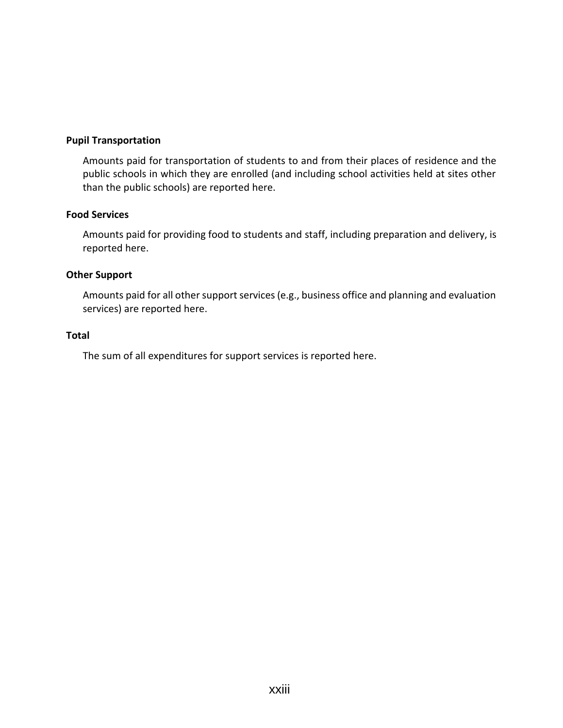**Pupil Transportation**

Amounts paid for transportation of students to and from their places of residence and the public schools in which they are enrolled (and including school activities held at sites other than the public schools) are reported here.

**Food Services**

Amounts paid for providing food to students and staff, including preparation and delivery, is reported here.

**Other Support**

Amounts paid for all other support services (e.g., business office and planning and evaluation services) are reported here.

**Total**

The sum of all expenditures for support services is reported here.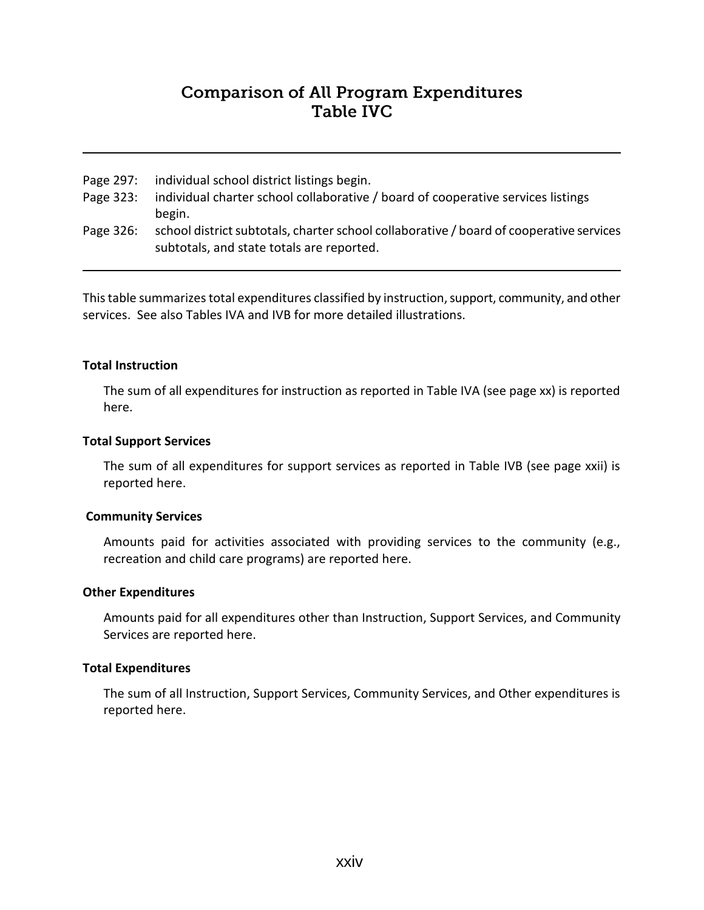# Comparison of All Program Expenditures
# Table IVC

---

Page 297: individual school district listings begin.
Page 323: individual charter school collaborative / board of cooperative services listings begin.
Page 326: school district subtotals, charter school collaborative / board of cooperative services subtotals, and state totals are reported.

---

This table summarizes total expenditures classified by instruction, support, community, and other services. See also Tables IVA and IVB for more detailed illustrations.

**Total Instruction**

The sum of all expenditures for instruction as reported in Table IVA (see page xx) is reported here.

**Total Support Services**

The sum of all expenditures for support services as reported in Table IVB (see page xxii) is reported here.

**Community Services**

Amounts paid for activities associated with providing services to the community (e.g., recreation and child care programs) are reported here.

**Other Expenditures**

Amounts paid for all expenditures other than Instruction, Support Services, and Community Services are reported here.

**Total Expenditures**

The sum of all Instruction, Support Services, Community Services, and Other expenditures is reported here.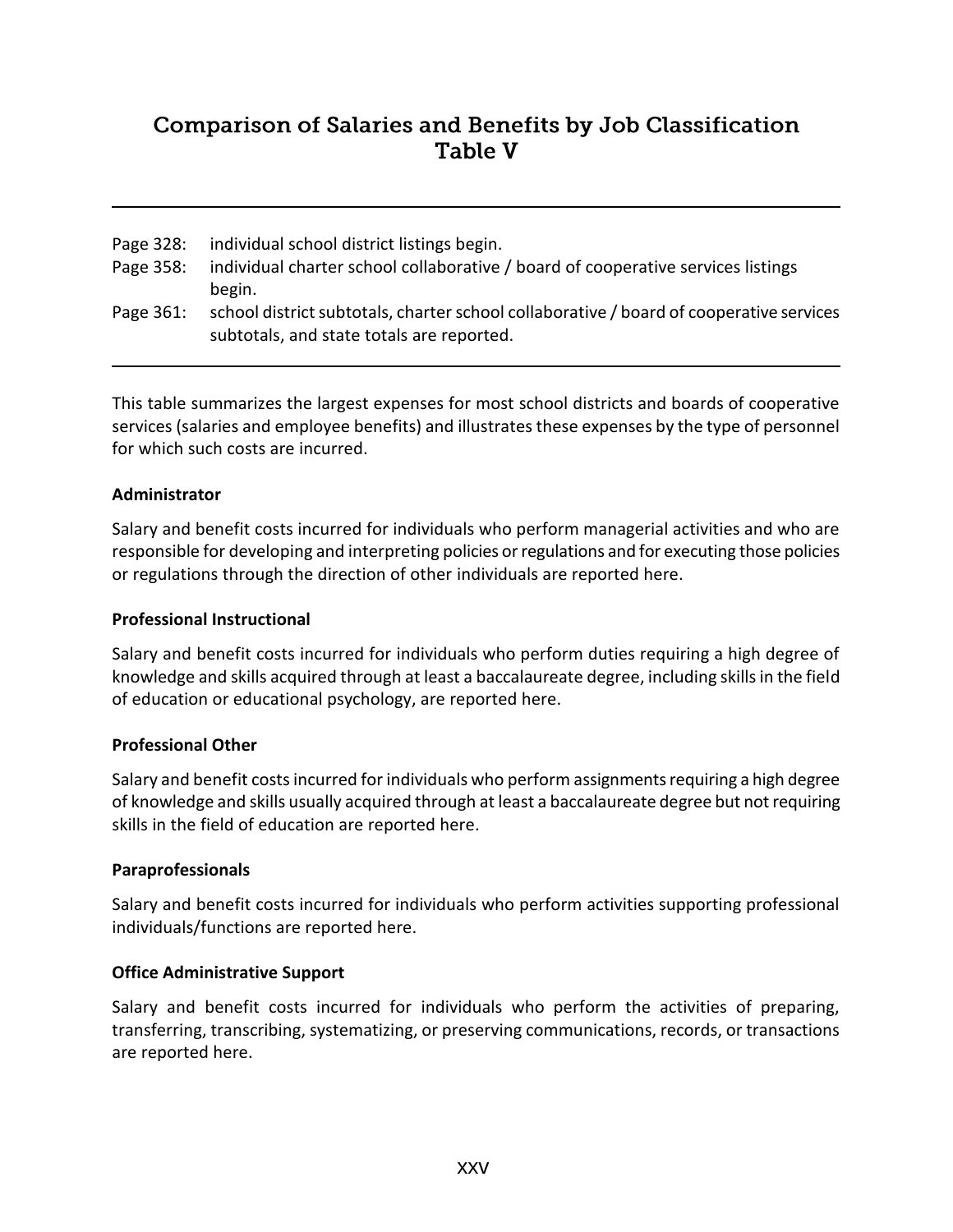# Comparison of Salaries and Benefits by Job Classification Table V

| | |
|---|---|
| Page 328: | individual school district listings begin. |
| Page 358: | individual charter school collaborative / board of cooperative services listings begin. |
| Page 361: | school district subtotals, charter school collaborative / board of cooperative services subtotals, and state totals are reported. |

This table summarizes the largest expenses for most school districts and boards of cooperative services (salaries and employee benefits) and illustrates these expenses by the type of personnel for which such costs are incurred.

**Administrator**

Salary and benefit costs incurred for individuals who perform managerial activities and who are responsible for developing and interpreting policies or regulations and for executing those policies or regulations through the direction of other individuals are reported here.

**Professional Instructional**

Salary and benefit costs incurred for individuals who perform duties requiring a high degree of knowledge and skills acquired through at least a baccalaureate degree, including skills in the field of education or educational psychology, are reported here.

**Professional Other**

Salary and benefit costs incurred for individuals who perform assignments requiring a high degree of knowledge and skills usually acquired through at least a baccalaureate degree but not requiring skills in the field of education are reported here.

**Paraprofessionals**

Salary and benefit costs incurred for individuals who perform activities supporting professional individuals/functions are reported here.

**Office Administrative Support**

Salary and benefit costs incurred for individuals who perform the activities of preparing, transferring, transcribing, systematizing, or preserving communications, records, or transactions are reported here.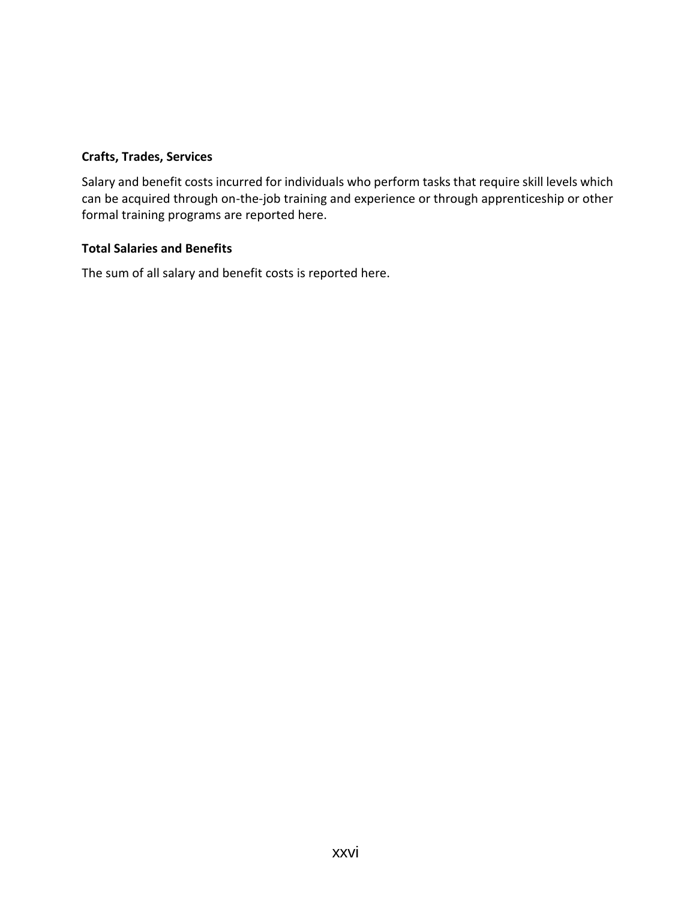**Crafts, Trades, Services**

Salary and benefit costs incurred for individuals who perform tasks that require skill levels which can be acquired through on-the-job training and experience or through apprenticeship or other formal training programs are reported here.

**Total Salaries and Benefits**

The sum of all salary and benefit costs is reported here.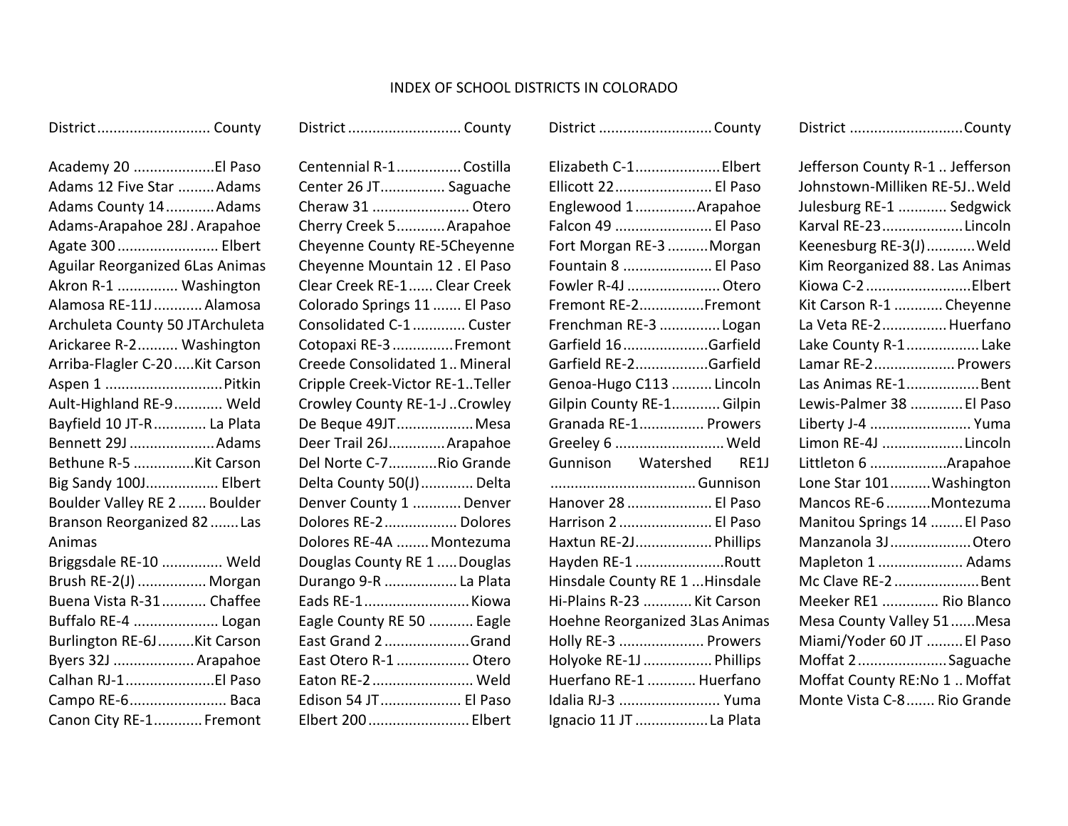# INDEX OF SCHOOL DISTRICTS IN COLORADO

| District | County |
|---|---|
| Academy 20 | El Paso |
| Adams 12 Five Star | Adams |
| Adams County 14 | Adams |
| Adams-Arapahoe 28J | Arapahoe |
| Agate 300 | Elbert |
| Aguilar Reorganized 6 | Las Animas |
| Akron R-1 | Washington |
| Alamosa RE-11J | Alamosa |
| Archuleta County 50 JT | Archuleta |
| Arickaree R-2 | Washington |
| Arriba-Flagler C-20 | Kit Carson |
| Aspen 1 | Pitkin |
| Ault-Highland RE-9 | Weld |
| Bayfield 10 JT-R | La Plata |
| Bennett 29J | Adams |
| Bethune R-5 | Kit Carson |
| Big Sandy 100J | Elbert |
| Boulder Valley RE 2 | Boulder |
| Branson Reorganized 82 | Las Animas |
| Briggsdale RE-10 | Weld |
| Brush RE-2(J) | Morgan |
| Buena Vista R-31 | Chaffee |
| Buffalo RE-4 | Logan |
| Burlington RE-6J | Kit Carson |
| Byers 32J | Arapahoe |
| Calhan RJ-1 | El Paso |
| Campo RE-6 | Baca |
| Canon City RE-1 | Fremont |
| Centennial R-1 | Costilla |
| Center 26 JT | Saguache |
| Cheraw 31 | Otero |
| Cherry Creek 5 | Arapahoe |
| Cheyenne County RE-5 | Cheyenne |
| Cheyenne Mountain 12 | El Paso |
| Clear Creek RE-1 | Clear Creek |
| Colorado Springs 11 | El Paso |
| Consolidated C-1 | Custer |
| Cotopaxi RE-3 | Fremont |
| Creede Consolidated 1 | Mineral |
| Cripple Creek-Victor RE-1 | Teller |
| Crowley County RE-1-J | Crowley |
| De Beque 49JT | Mesa |
| Deer Trail 26J | Arapahoe |
| Del Norte C-7 | Rio Grande |
| Delta County 50(J) | Delta |
| Denver County 1 | Denver |
| Dolores RE-2 | Dolores |
| Dolores RE-4A | Montezuma |
| Douglas County RE 1 | Douglas |
| Durango 9-R | La Plata |
| Eads RE-1 | Kiowa |
| Eagle County RE 50 | Eagle |
| East Grand 2 | Grand |
| East Otero R-1 | Otero |
| Eaton RE-2 | Weld |
| Edison 54 JT | El Paso |
| Elbert 200 | Elbert |
| Elizabeth C-1 | Elbert |
| Ellicott 22 | El Paso |
| Englewood 1 | Arapahoe |
| Falcon 49 | El Paso |
| Fort Morgan RE-3 | Morgan |
| Fountain 8 | El Paso |
| Fowler R-4J | Otero |
| Fremont RE-2 | Fremont |
| Frenchman RE-3 | Logan |
| Garfield 16 | Garfield |
| Garfield RE-2 | Garfield |
| Genoa-Hugo C113 | Lincoln |
| Gilpin County RE-1 | Gilpin |
| Granada RE-1 | Prowers |
| Greeley 6 | Weld |
| Gunnison Watershed RE1J | Gunnison |
| Hanover 28 | El Paso |
| Harrison 2 | El Paso |
| Haxtun RE-2J | Phillips |
| Hayden RE-1 | Routt |
| Hinsdale County RE 1 | Hinsdale |
| Hi-Plains R-23 | Kit Carson |
| Hoehne Reorganized 3 | Las Animas |
| Holly RE-3 | Prowers |
| Holyoke RE-1J | Phillips |
| Huerfano RE-1 | Huerfano |
| Idalia RJ-3 | Yuma |
| Ignacio 11 JT | La Plata |
| Jefferson County R-1 | Jefferson |
| Johnstown-Milliken RE-5J | Weld |
| Julesburg RE-1 | Sedgwick |
| Karval RE-23 | Lincoln |
| Keenesburg RE-3(J) | Weld |
| Kim Reorganized 88 | Las Animas |
| Kiowa C-2 | Elbert |
| Kit Carson R-1 | Cheyenne |
| La Veta RE-2 | Huerfano |
| Lake County R-1 | Lake |
| Lamar RE-2 | Prowers |
| Las Animas RE-1 | Bent |
| Lewis-Palmer 38 | El Paso |
| Liberty J-4 | Yuma |
| Limon RE-4J | Lincoln |
| Littleton 6 | Arapahoe |
| Lone Star 101 | Washington |
| Mancos RE-6 | Montezuma |
| Manitou Springs 14 | El Paso |
| Manzanola 3J | Otero |
| Mapleton 1 | Adams |
| Mc Clave RE-2 | Bent |
| Meeker RE1 | Rio Blanco |
| Mesa County Valley 51 | Mesa |
| Miami/Yoder 60 JT | El Paso |
| Moffat 2 | Saguache |
| Moffat County RE:No 1 | Moffat |
| Monte Vista C-8 | Rio Grande |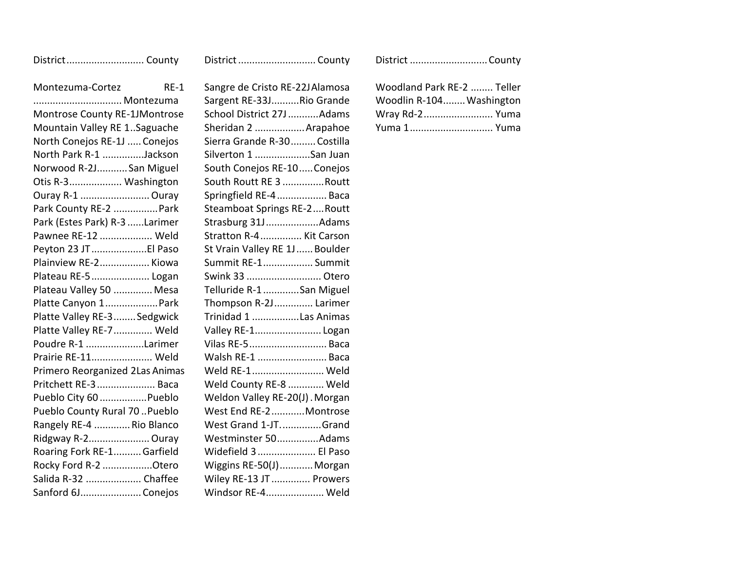| District | County |
|---|---|
| Montezuma-Cortez RE-1 | Montezuma |
| Montrose County RE-1J | Montrose |
| Mountain Valley RE 1 | Saguache |
| North Conejos RE-1J | Conejos |
| North Park R-1 | Jackson |
| Norwood R-2J | San Miguel |
| Otis R-3 | Washington |
| Ouray R-1 | Ouray |
| Park County RE-2 | Park |
| Park (Estes Park) R-3 | Larimer |
| Pawnee RE-12 | Weld |
| Peyton 23 JT | El Paso |
| Plainview RE-2 | Kiowa |
| Plateau RE-5 | Logan |
| Plateau Valley 50 | Mesa |
| Platte Canyon 1 | Park |
| Platte Valley RE-3 | Sedgwick |
| Platte Valley RE-7 | Weld |
| Poudre R-1 | Larimer |
| Prairie RE-11 | Weld |
| Primero Reorganized 2 | Las Animas |
| Pritchett RE-3 | Baca |
| Pueblo City 60 | Pueblo |
| Pueblo County Rural 70 | Pueblo |
| Rangely RE-4 | Rio Blanco |
| Ridgway R-2 | Ouray |
| Roaring Fork RE-1 | Garfield |
| Rocky Ford R-2 | Otero |
| Salida R-32 | Chaffee |
| Sanford 6J | Conejos |

| District | County |
|---|---|
| Sangre de Cristo RE-22J | Alamosa |
| Sargent RE-33J | Rio Grande |
| School District 27J | Adams |
| Sheridan 2 | Arapahoe |
| Sierra Grande R-30 | Costilla |
| Silverton 1 | San Juan |
| South Conejos RE-10 | Conejos |
| South Routt RE 3 | Routt |
| Springfield RE-4 | Baca |
| Steamboat Springs RE-2 | Routt |
| Strasburg 31J | Adams |
| Stratton R-4 | Kit Carson |
| St Vrain Valley RE 1J | Boulder |
| Summit RE-1 | Summit |
| Swink 33 | Otero |
| Telluride R-1 | San Miguel |
| Thompson R-2J | Larimer |
| Trinidad 1 | Las Animas |
| Valley RE-1 | Logan |
| Vilas RE-5 | Baca |
| Walsh RE-1 | Baca |
| Weld RE-1 | Weld |
| Weld County RE-8 | Weld |
| Weldon Valley RE-20(J) | Morgan |
| West End RE-2 | Montrose |
| West Grand 1-JT. | Grand |
| Westminster 50 | Adams |
| Widefield 3 | El Paso |
| Wiggins RE-50(J) | Morgan |
| Wiley RE-13 JT | Prowers |
| Windsor RE-4 | Weld |

| District | County |
|---|---|
| Woodland Park RE-2 | Teller |
| Woodlin R-104 | Washington |
| Wray Rd-2 | Yuma |
| Yuma 1 | Yuma |